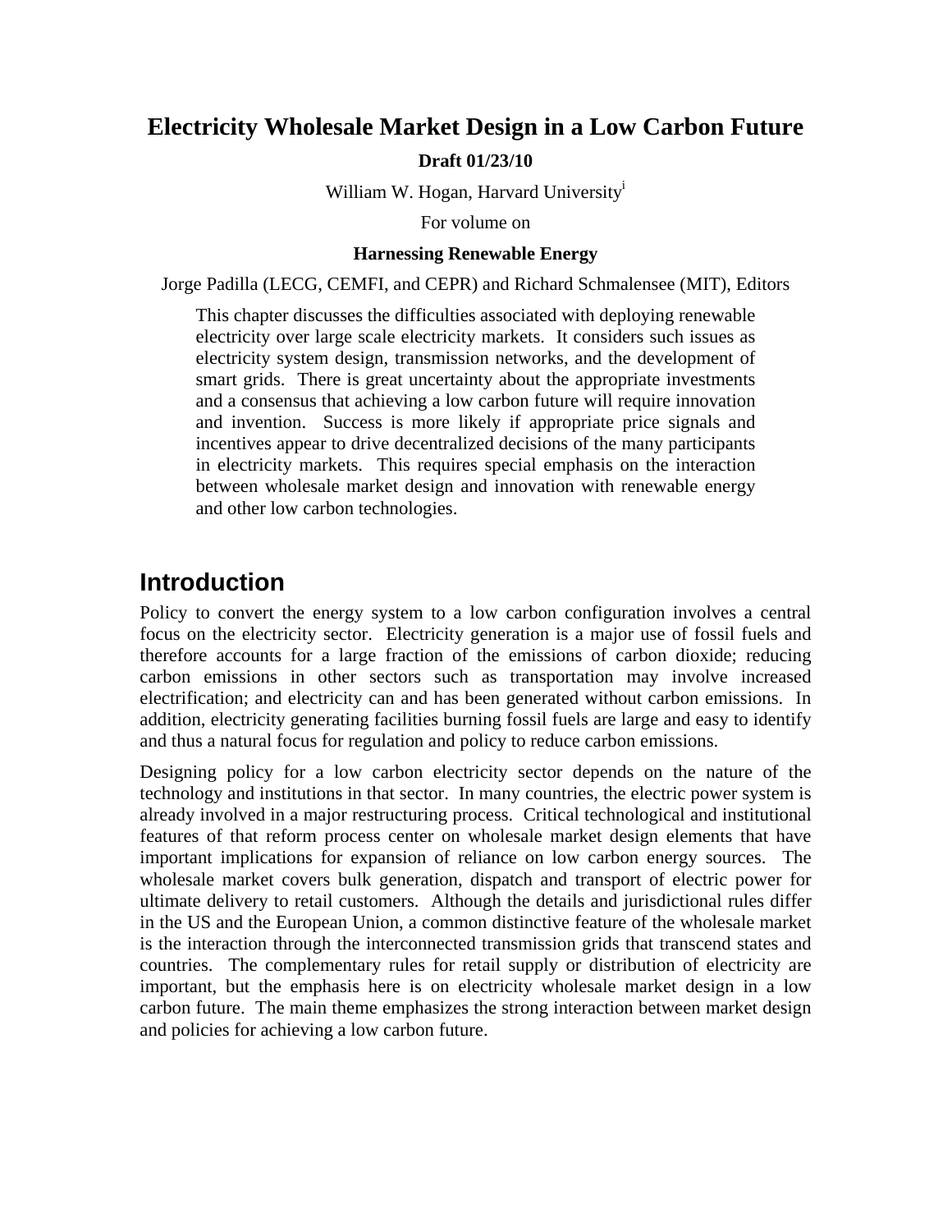# Electricity Wholesale Market Design in a Low Carbon Future

**Draft 01/23/10**

William W. Hogan, Harvard University[i]

For volume on

**Harnessing Renewable Energy**

Jorge Padilla (LECG, CEMFI, and CEPR) and Richard Schmalensee (MIT), Editors

> This chapter discusses the difficulties associated with deploying renewable electricity over large scale electricity markets. It considers such issues as electricity system design, transmission networks, and the development of smart grids. There is great uncertainty about the appropriate investments and a consensus that achieving a low carbon future will require innovation and invention. Success is more likely if appropriate price signals and incentives appear to drive decentralized decisions of the many participants in electricity markets. This requires special emphasis on the interaction between wholesale market design and innovation with renewable energy and other low carbon technologies.

## Introduction

Policy to convert the energy system to a low carbon configuration involves a central focus on the electricity sector. Electricity generation is a major use of fossil fuels and therefore accounts for a large fraction of the emissions of carbon dioxide; reducing carbon emissions in other sectors such as transportation may involve increased electrification; and electricity can and has been generated without carbon emissions. In addition, electricity generating facilities burning fossil fuels are large and easy to identify and thus a natural focus for regulation and policy to reduce carbon emissions.

Designing policy for a low carbon electricity sector depends on the nature of the technology and institutions in that sector. In many countries, the electric power system is already involved in a major restructuring process. Critical technological and institutional features of that reform process center on wholesale market design elements that have important implications for expansion of reliance on low carbon energy sources. The wholesale market covers bulk generation, dispatch and transport of electric power for ultimate delivery to retail customers. Although the details and jurisdictional rules differ in the US and the European Union, a common distinctive feature of the wholesale market is the interaction through the interconnected transmission grids that transcend states and countries. The complementary rules for retail supply or distribution of electricity are important, but the emphasis here is on electricity wholesale market design in a low carbon future. The main theme emphasizes the strong interaction between market design and policies for achieving a low carbon future.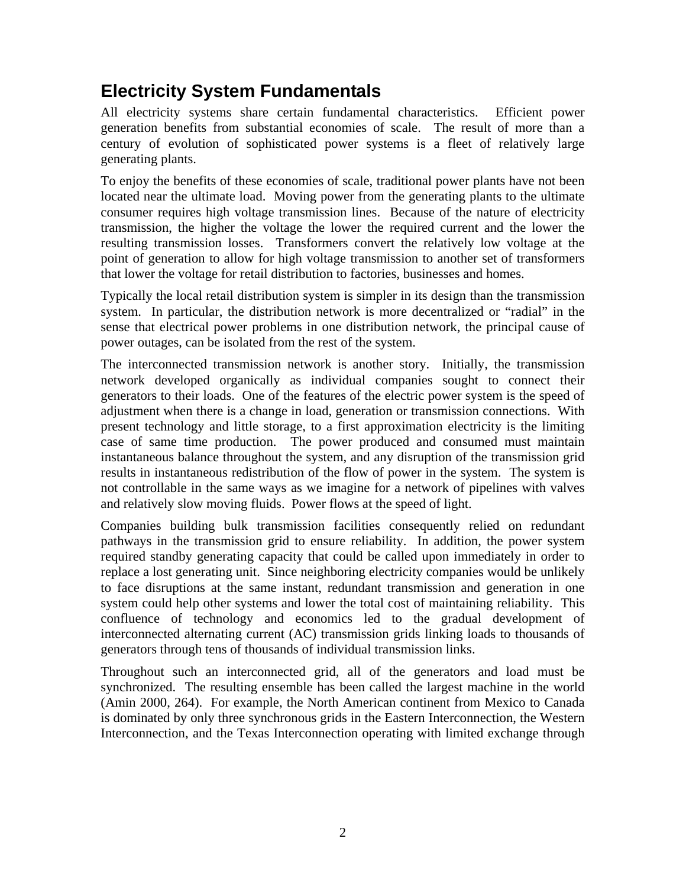## Electricity System Fundamentals

All electricity systems share certain fundamental characteristics. Efficient power generation benefits from substantial economies of scale. The result of more than a century of evolution of sophisticated power systems is a fleet of relatively large generating plants.

To enjoy the benefits of these economies of scale, traditional power plants have not been located near the ultimate load. Moving power from the generating plants to the ultimate consumer requires high voltage transmission lines. Because of the nature of electricity transmission, the higher the voltage the lower the required current and the lower the resulting transmission losses. Transformers convert the relatively low voltage at the point of generation to allow for high voltage transmission to another set of transformers that lower the voltage for retail distribution to factories, businesses and homes.

Typically the local retail distribution system is simpler in its design than the transmission system. In particular, the distribution network is more decentralized or "radial" in the sense that electrical power problems in one distribution network, the principal cause of power outages, can be isolated from the rest of the system.

The interconnected transmission network is another story. Initially, the transmission network developed organically as individual companies sought to connect their generators to their loads. One of the features of the electric power system is the speed of adjustment when there is a change in load, generation or transmission connections. With present technology and little storage, to a first approximation electricity is the limiting case of same time production. The power produced and consumed must maintain instantaneous balance throughout the system, and any disruption of the transmission grid results in instantaneous redistribution of the flow of power in the system. The system is not controllable in the same ways as we imagine for a network of pipelines with valves and relatively slow moving fluids. Power flows at the speed of light.

Companies building bulk transmission facilities consequently relied on redundant pathways in the transmission grid to ensure reliability. In addition, the power system required standby generating capacity that could be called upon immediately in order to replace a lost generating unit. Since neighboring electricity companies would be unlikely to face disruptions at the same instant, redundant transmission and generation in one system could help other systems and lower the total cost of maintaining reliability. This confluence of technology and economics led to the gradual development of interconnected alternating current (AC) transmission grids linking loads to thousands of generators through tens of thousands of individual transmission links.

Throughout such an interconnected grid, all of the generators and load must be synchronized. The resulting ensemble has been called the largest machine in the world (Amin 2000, 264). For example, the North American continent from Mexico to Canada is dominated by only three synchronous grids in the Eastern Interconnection, the Western Interconnection, and the Texas Interconnection operating with limited exchange through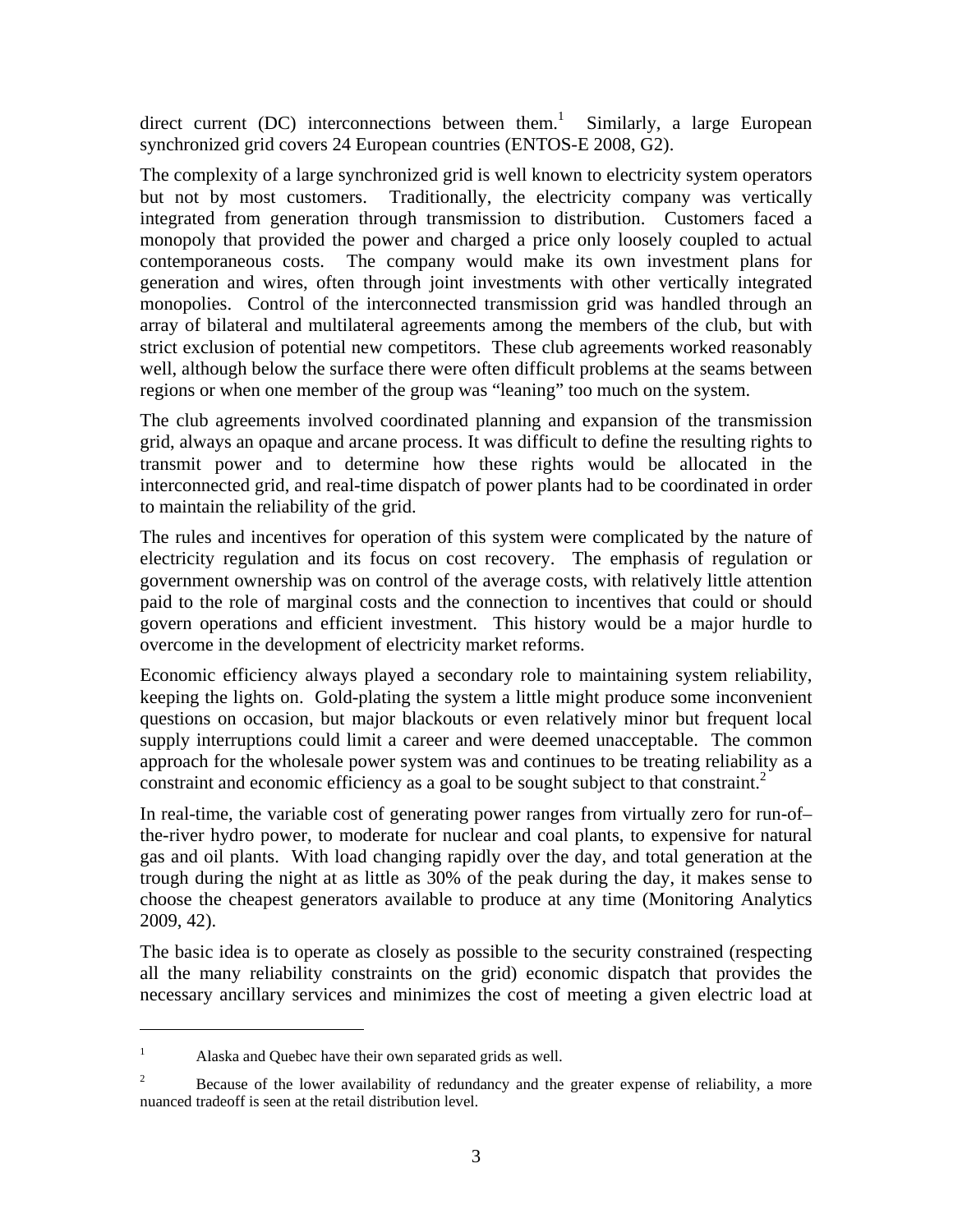direct current (DC) interconnections between them.[1] Similarly, a large European synchronized grid covers 24 European countries (ENTOS-E 2008, G2).

The complexity of a large synchronized grid is well known to electricity system operators but not by most customers. Traditionally, the electricity company was vertically integrated from generation through transmission to distribution. Customers faced a monopoly that provided the power and charged a price only loosely coupled to actual contemporaneous costs. The company would make its own investment plans for generation and wires, often through joint investments with other vertically integrated monopolies. Control of the interconnected transmission grid was handled through an array of bilateral and multilateral agreements among the members of the club, but with strict exclusion of potential new competitors. These club agreements worked reasonably well, although below the surface there were often difficult problems at the seams between regions or when one member of the group was "leaning" too much on the system.

The club agreements involved coordinated planning and expansion of the transmission grid, always an opaque and arcane process. It was difficult to define the resulting rights to transmit power and to determine how these rights would be allocated in the interconnected grid, and real-time dispatch of power plants had to be coordinated in order to maintain the reliability of the grid.

The rules and incentives for operation of this system were complicated by the nature of electricity regulation and its focus on cost recovery. The emphasis of regulation or government ownership was on control of the average costs, with relatively little attention paid to the role of marginal costs and the connection to incentives that could or should govern operations and efficient investment. This history would be a major hurdle to overcome in the development of electricity market reforms.

Economic efficiency always played a secondary role to maintaining system reliability, keeping the lights on. Gold-plating the system a little might produce some inconvenient questions on occasion, but major blackouts or even relatively minor but frequent local supply interruptions could limit a career and were deemed unacceptable. The common approach for the wholesale power system was and continues to be treating reliability as a constraint and economic efficiency as a goal to be sought subject to that constraint.[2]

In real-time, the variable cost of generating power ranges from virtually zero for run-of–the-river hydro power, to moderate for nuclear and coal plants, to expensive for natural gas and oil plants. With load changing rapidly over the day, and total generation at the trough during the night at as little as 30% of the peak during the day, it makes sense to choose the cheapest generators available to produce at any time (Monitoring Analytics 2009, 42).

The basic idea is to operate as closely as possible to the security constrained (respecting all the many reliability constraints on the grid) economic dispatch that provides the necessary ancillary services and minimizes the cost of meeting a given electric load at

---

[1] Alaska and Quebec have their own separated grids as well.

[2] Because of the lower availability of redundancy and the greater expense of reliability, a more nuanced tradeoff is seen at the retail distribution level.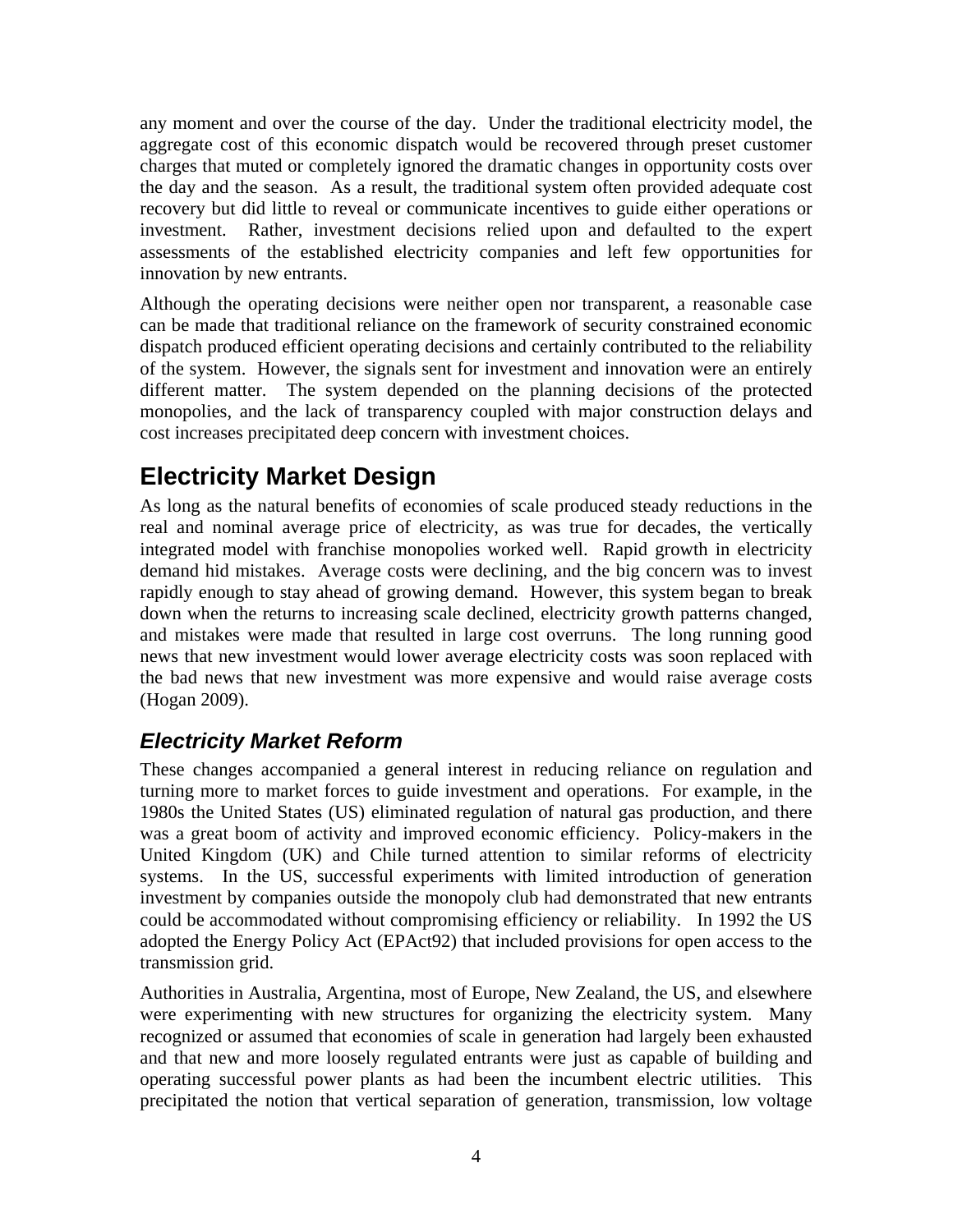any moment and over the course of the day. Under the traditional electricity model, the aggregate cost of this economic dispatch would be recovered through preset customer charges that muted or completely ignored the dramatic changes in opportunity costs over the day and the season. As a result, the traditional system often provided adequate cost recovery but did little to reveal or communicate incentives to guide either operations or investment. Rather, investment decisions relied upon and defaulted to the expert assessments of the established electricity companies and left few opportunities for innovation by new entrants.

Although the operating decisions were neither open nor transparent, a reasonable case can be made that traditional reliance on the framework of security constrained economic dispatch produced efficient operating decisions and certainly contributed to the reliability of the system. However, the signals sent for investment and innovation were an entirely different matter. The system depended on the planning decisions of the protected monopolies, and the lack of transparency coupled with major construction delays and cost increases precipitated deep concern with investment choices.

# Electricity Market Design

As long as the natural benefits of economies of scale produced steady reductions in the real and nominal average price of electricity, as was true for decades, the vertically integrated model with franchise monopolies worked well. Rapid growth in electricity demand hid mistakes. Average costs were declining, and the big concern was to invest rapidly enough to stay ahead of growing demand. However, this system began to break down when the returns to increasing scale declined, electricity growth patterns changed, and mistakes were made that resulted in large cost overruns. The long running good news that new investment would lower average electricity costs was soon replaced with the bad news that new investment was more expensive and would raise average costs (Hogan 2009).

## *Electricity Market Reform*

These changes accompanied a general interest in reducing reliance on regulation and turning more to market forces to guide investment and operations. For example, in the 1980s the United States (US) eliminated regulation of natural gas production, and there was a great boom of activity and improved economic efficiency. Policy-makers in the United Kingdom (UK) and Chile turned attention to similar reforms of electricity systems. In the US, successful experiments with limited introduction of generation investment by companies outside the monopoly club had demonstrated that new entrants could be accommodated without compromising efficiency or reliability. In 1992 the US adopted the Energy Policy Act (EPAct92) that included provisions for open access to the transmission grid.

Authorities in Australia, Argentina, most of Europe, New Zealand, the US, and elsewhere were experimenting with new structures for organizing the electricity system. Many recognized or assumed that economies of scale in generation had largely been exhausted and that new and more loosely regulated entrants were just as capable of building and operating successful power plants as had been the incumbent electric utilities. This precipitated the notion that vertical separation of generation, transmission, low voltage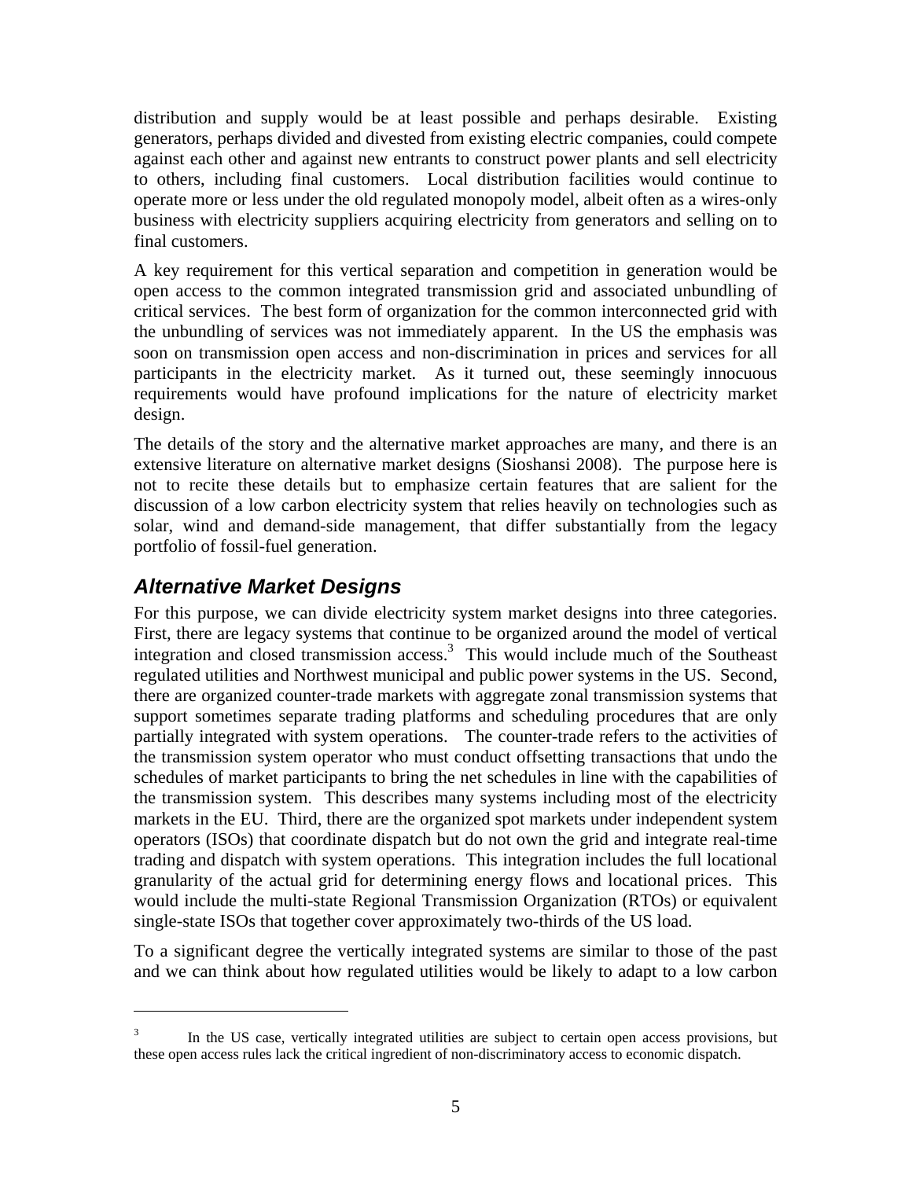distribution and supply would be at least possible and perhaps desirable. Existing generators, perhaps divided and divested from existing electric companies, could compete against each other and against new entrants to construct power plants and sell electricity to others, including final customers. Local distribution facilities would continue to operate more or less under the old regulated monopoly model, albeit often as a wires-only business with electricity suppliers acquiring electricity from generators and selling on to final customers.

A key requirement for this vertical separation and competition in generation would be open access to the common integrated transmission grid and associated unbundling of critical services. The best form of organization for the common interconnected grid with the unbundling of services was not immediately apparent. In the US the emphasis was soon on transmission open access and non-discrimination in prices and services for all participants in the electricity market. As it turned out, these seemingly innocuous requirements would have profound implications for the nature of electricity market design.

The details of the story and the alternative market approaches are many, and there is an extensive literature on alternative market designs (Sioshansi 2008). The purpose here is not to recite these details but to emphasize certain features that are salient for the discussion of a low carbon electricity system that relies heavily on technologies such as solar, wind and demand-side management, that differ substantially from the legacy portfolio of fossil-fuel generation.

## *Alternative Market Designs*

For this purpose, we can divide electricity system market designs into three categories. First, there are legacy systems that continue to be organized around the model of vertical integration and closed transmission access.[3] This would include much of the Southeast regulated utilities and Northwest municipal and public power systems in the US. Second, there are organized counter-trade markets with aggregate zonal transmission systems that support sometimes separate trading platforms and scheduling procedures that are only partially integrated with system operations. The counter-trade refers to the activities of the transmission system operator who must conduct offsetting transactions that undo the schedules of market participants to bring the net schedules in line with the capabilities of the transmission system. This describes many systems including most of the electricity markets in the EU. Third, there are the organized spot markets under independent system operators (ISOs) that coordinate dispatch but do not own the grid and integrate real-time trading and dispatch with system operations. This integration includes the full locational granularity of the actual grid for determining energy flows and locational prices. This would include the multi-state Regional Transmission Organization (RTOs) or equivalent single-state ISOs that together cover approximately two-thirds of the US load.

To a significant degree the vertically integrated systems are similar to those of the past and we can think about how regulated utilities would be likely to adapt to a low carbon

[3] In the US case, vertically integrated utilities are subject to certain open access provisions, but these open access rules lack the critical ingredient of non-discriminatory access to economic dispatch.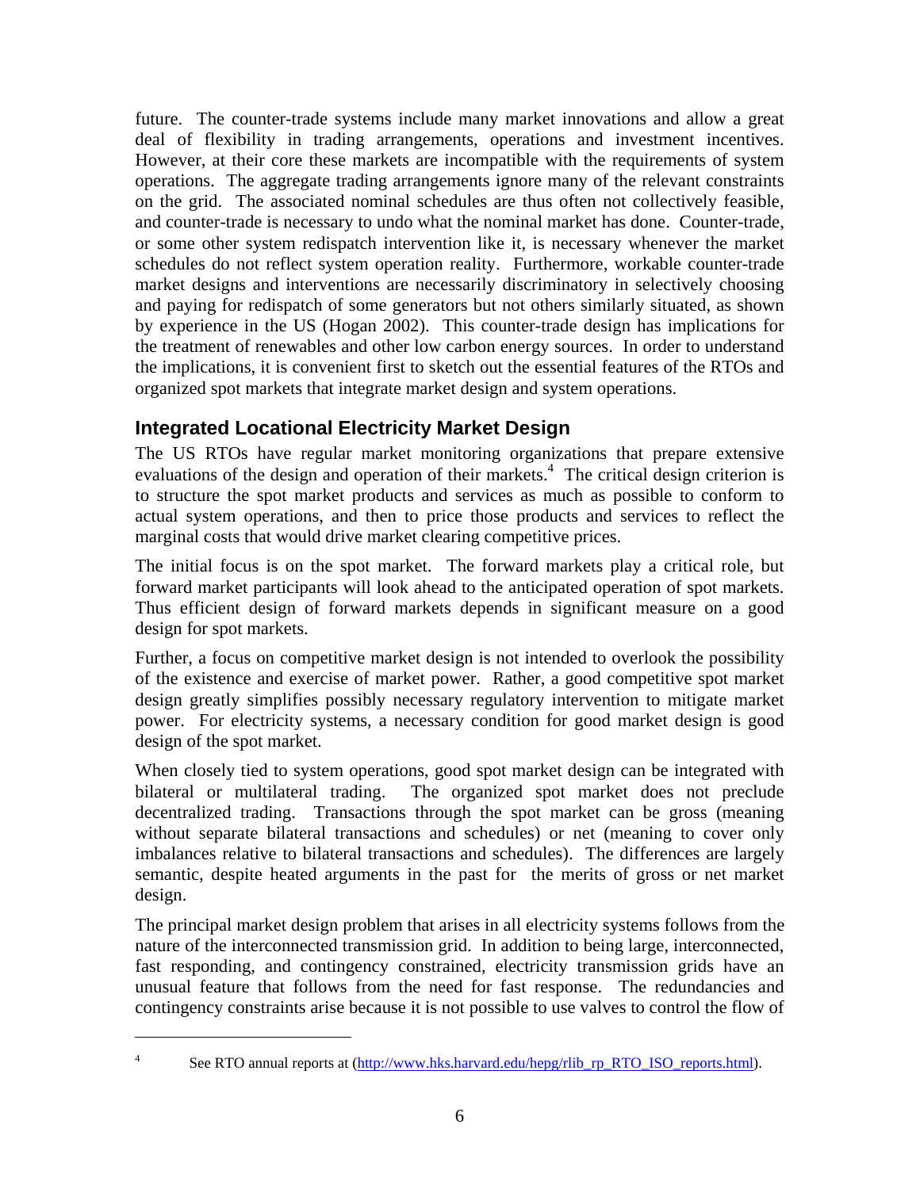future. The counter-trade systems include many market innovations and allow a great deal of flexibility in trading arrangements, operations and investment incentives. However, at their core these markets are incompatible with the requirements of system operations. The aggregate trading arrangements ignore many of the relevant constraints on the grid. The associated nominal schedules are thus often not collectively feasible, and counter-trade is necessary to undo what the nominal market has done. Counter-trade, or some other system redispatch intervention like it, is necessary whenever the market schedules do not reflect system operation reality. Furthermore, workable counter-trade market designs and interventions are necessarily discriminatory in selectively choosing and paying for redispatch of some generators but not others similarly situated, as shown by experience in the US (Hogan 2002). This counter-trade design has implications for the treatment of renewables and other low carbon energy sources. In order to understand the implications, it is convenient first to sketch out the essential features of the RTOs and organized spot markets that integrate market design and system operations.

## Integrated Locational Electricity Market Design

The US RTOs have regular market monitoring organizations that prepare extensive evaluations of the design and operation of their markets.[4] The critical design criterion is to structure the spot market products and services as much as possible to conform to actual system operations, and then to price those products and services to reflect the marginal costs that would drive market clearing competitive prices.

The initial focus is on the spot market. The forward markets play a critical role, but forward market participants will look ahead to the anticipated operation of spot markets. Thus efficient design of forward markets depends in significant measure on a good design for spot markets.

Further, a focus on competitive market design is not intended to overlook the possibility of the existence and exercise of market power. Rather, a good competitive spot market design greatly simplifies possibly necessary regulatory intervention to mitigate market power. For electricity systems, a necessary condition for good market design is good design of the spot market.

When closely tied to system operations, good spot market design can be integrated with bilateral or multilateral trading. The organized spot market does not preclude decentralized trading. Transactions through the spot market can be gross (meaning without separate bilateral transactions and schedules) or net (meaning to cover only imbalances relative to bilateral transactions and schedules). The differences are largely semantic, despite heated arguments in the past for the merits of gross or net market design.

The principal market design problem that arises in all electricity systems follows from the nature of the interconnected transmission grid. In addition to being large, interconnected, fast responding, and contingency constrained, electricity transmission grids have an unusual feature that follows from the need for fast response. The redundancies and contingency constraints arise because it is not possible to use valves to control the flow of

---

[4] See RTO annual reports at (http://www.hks.harvard.edu/hepg/rlib_rp_RTO_ISO_reports.html).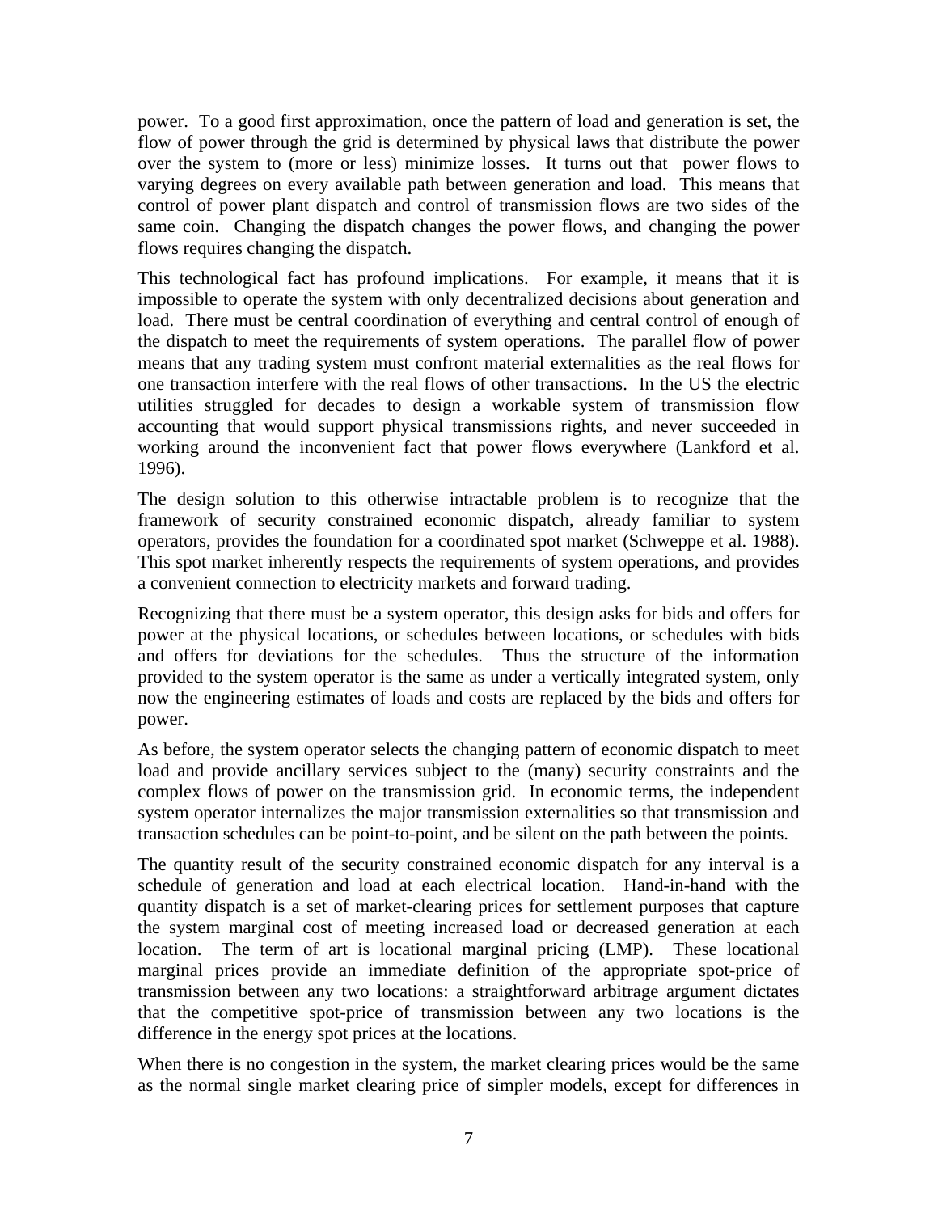power. To a good first approximation, once the pattern of load and generation is set, the flow of power through the grid is determined by physical laws that distribute the power over the system to (more or less) minimize losses. It turns out that power flows to varying degrees on every available path between generation and load. This means that control of power plant dispatch and control of transmission flows are two sides of the same coin. Changing the dispatch changes the power flows, and changing the power flows requires changing the dispatch.

This technological fact has profound implications. For example, it means that it is impossible to operate the system with only decentralized decisions about generation and load. There must be central coordination of everything and central control of enough of the dispatch to meet the requirements of system operations. The parallel flow of power means that any trading system must confront material externalities as the real flows for one transaction interfere with the real flows of other transactions. In the US the electric utilities struggled for decades to design a workable system of transmission flow accounting that would support physical transmissions rights, and never succeeded in working around the inconvenient fact that power flows everywhere (Lankford et al. 1996).

The design solution to this otherwise intractable problem is to recognize that the framework of security constrained economic dispatch, already familiar to system operators, provides the foundation for a coordinated spot market (Schweppe et al. 1988). This spot market inherently respects the requirements of system operations, and provides a convenient connection to electricity markets and forward trading.

Recognizing that there must be a system operator, this design asks for bids and offers for power at the physical locations, or schedules between locations, or schedules with bids and offers for deviations for the schedules. Thus the structure of the information provided to the system operator is the same as under a vertically integrated system, only now the engineering estimates of loads and costs are replaced by the bids and offers for power.

As before, the system operator selects the changing pattern of economic dispatch to meet load and provide ancillary services subject to the (many) security constraints and the complex flows of power on the transmission grid. In economic terms, the independent system operator internalizes the major transmission externalities so that transmission and transaction schedules can be point-to-point, and be silent on the path between the points.

The quantity result of the security constrained economic dispatch for any interval is a schedule of generation and load at each electrical location. Hand-in-hand with the quantity dispatch is a set of market-clearing prices for settlement purposes that capture the system marginal cost of meeting increased load or decreased generation at each location. The term of art is locational marginal pricing (LMP). These locational marginal prices provide an immediate definition of the appropriate spot-price of transmission between any two locations: a straightforward arbitrage argument dictates that the competitive spot-price of transmission between any two locations is the difference in the energy spot prices at the locations.

When there is no congestion in the system, the market clearing prices would be the same as the normal single market clearing price of simpler models, except for differences in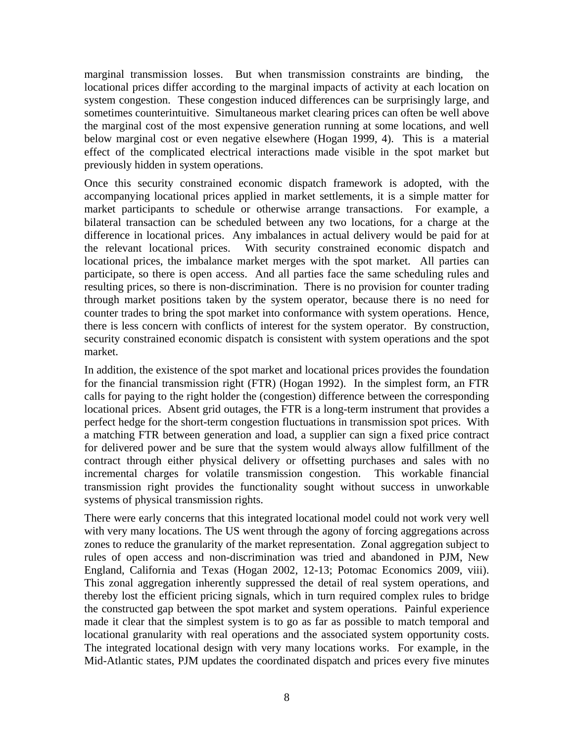marginal transmission losses. But when transmission constraints are binding, the locational prices differ according to the marginal impacts of activity at each location on system congestion. These congestion induced differences can be surprisingly large, and sometimes counterintuitive. Simultaneous market clearing prices can often be well above the marginal cost of the most expensive generation running at some locations, and well below marginal cost or even negative elsewhere (Hogan 1999, 4). This is a material effect of the complicated electrical interactions made visible in the spot market but previously hidden in system operations.

Once this security constrained economic dispatch framework is adopted, with the accompanying locational prices applied in market settlements, it is a simple matter for market participants to schedule or otherwise arrange transactions. For example, a bilateral transaction can be scheduled between any two locations, for a charge at the difference in locational prices. Any imbalances in actual delivery would be paid for at the relevant locational prices. With security constrained economic dispatch and locational prices, the imbalance market merges with the spot market. All parties can participate, so there is open access. And all parties face the same scheduling rules and resulting prices, so there is non-discrimination. There is no provision for counter trading through market positions taken by the system operator, because there is no need for counter trades to bring the spot market into conformance with system operations. Hence, there is less concern with conflicts of interest for the system operator. By construction, security constrained economic dispatch is consistent with system operations and the spot market.

In addition, the existence of the spot market and locational prices provides the foundation for the financial transmission right (FTR) (Hogan 1992). In the simplest form, an FTR calls for paying to the right holder the (congestion) difference between the corresponding locational prices. Absent grid outages, the FTR is a long-term instrument that provides a perfect hedge for the short-term congestion fluctuations in transmission spot prices. With a matching FTR between generation and load, a supplier can sign a fixed price contract for delivered power and be sure that the system would always allow fulfillment of the contract through either physical delivery or offsetting purchases and sales with no incremental charges for volatile transmission congestion. This workable financial transmission right provides the functionality sought without success in unworkable systems of physical transmission rights.

There were early concerns that this integrated locational model could not work very well with very many locations. The US went through the agony of forcing aggregations across zones to reduce the granularity of the market representation. Zonal aggregation subject to rules of open access and non-discrimination was tried and abandoned in PJM, New England, California and Texas (Hogan 2002, 12-13; Potomac Economics 2009, viii). This zonal aggregation inherently suppressed the detail of real system operations, and thereby lost the efficient pricing signals, which in turn required complex rules to bridge the constructed gap between the spot market and system operations. Painful experience made it clear that the simplest system is to go as far as possible to match temporal and locational granularity with real operations and the associated system opportunity costs. The integrated locational design with very many locations works. For example, in the Mid-Atlantic states, PJM updates the coordinated dispatch and prices every five minutes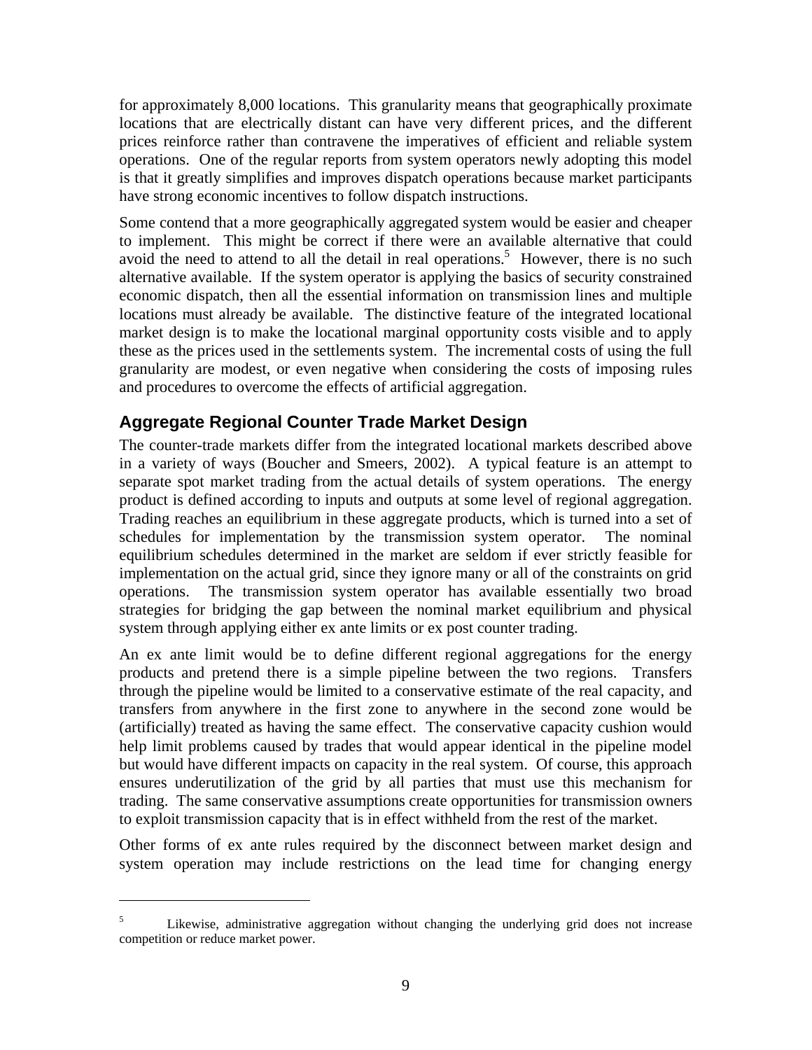for approximately 8,000 locations. This granularity means that geographically proximate locations that are electrically distant can have very different prices, and the different prices reinforce rather than contravene the imperatives of efficient and reliable system operations. One of the regular reports from system operators newly adopting this model is that it greatly simplifies and improves dispatch operations because market participants have strong economic incentives to follow dispatch instructions.

Some contend that a more geographically aggregated system would be easier and cheaper to implement. This might be correct if there were an available alternative that could avoid the need to attend to all the detail in real operations.[5] However, there is no such alternative available. If the system operator is applying the basics of security constrained economic dispatch, then all the essential information on transmission lines and multiple locations must already be available. The distinctive feature of the integrated locational market design is to make the locational marginal opportunity costs visible and to apply these as the prices used in the settlements system. The incremental costs of using the full granularity are modest, or even negative when considering the costs of imposing rules and procedures to overcome the effects of artificial aggregation.

## Aggregate Regional Counter Trade Market Design

The counter-trade markets differ from the integrated locational markets described above in a variety of ways (Boucher and Smeers, 2002). A typical feature is an attempt to separate spot market trading from the actual details of system operations. The energy product is defined according to inputs and outputs at some level of regional aggregation. Trading reaches an equilibrium in these aggregate products, which is turned into a set of schedules for implementation by the transmission system operator. The nominal equilibrium schedules determined in the market are seldom if ever strictly feasible for implementation on the actual grid, since they ignore many or all of the constraints on grid operations. The transmission system operator has available essentially two broad strategies for bridging the gap between the nominal market equilibrium and physical system through applying either ex ante limits or ex post counter trading.

An ex ante limit would be to define different regional aggregations for the energy products and pretend there is a simple pipeline between the two regions. Transfers through the pipeline would be limited to a conservative estimate of the real capacity, and transfers from anywhere in the first zone to anywhere in the second zone would be (artificially) treated as having the same effect. The conservative capacity cushion would help limit problems caused by trades that would appear identical in the pipeline model but would have different impacts on capacity in the real system. Of course, this approach ensures underutilization of the grid by all parties that must use this mechanism for trading. The same conservative assumptions create opportunities for transmission owners to exploit transmission capacity that is in effect withheld from the rest of the market.

Other forms of ex ante rules required by the disconnect between market design and system operation may include restrictions on the lead time for changing energy

---

[5] Likewise, administrative aggregation without changing the underlying grid does not increase competition or reduce market power.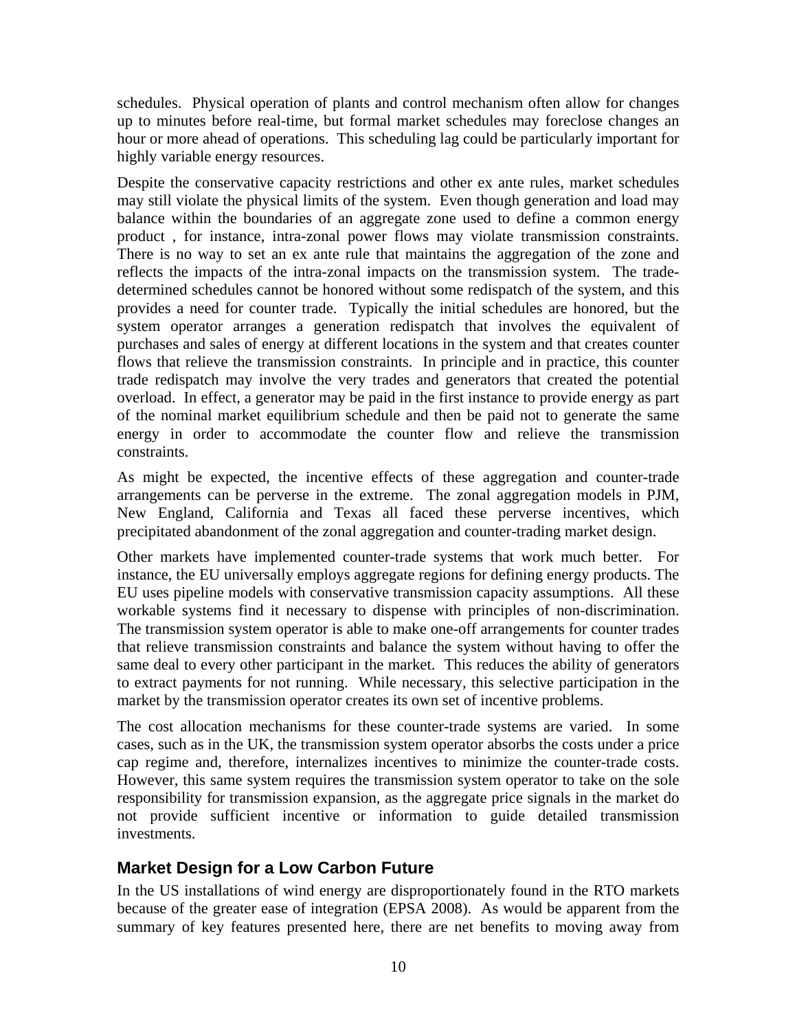schedules. Physical operation of plants and control mechanism often allow for changes up to minutes before real-time, but formal market schedules may foreclose changes an hour or more ahead of operations. This scheduling lag could be particularly important for highly variable energy resources.

Despite the conservative capacity restrictions and other ex ante rules, market schedules may still violate the physical limits of the system. Even though generation and load may balance within the boundaries of an aggregate zone used to define a common energy product , for instance, intra-zonal power flows may violate transmission constraints. There is no way to set an ex ante rule that maintains the aggregation of the zone and reflects the impacts of the intra-zonal impacts on the transmission system. The trade-determined schedules cannot be honored without some redispatch of the system, and this provides a need for counter trade. Typically the initial schedules are honored, but the system operator arranges a generation redispatch that involves the equivalent of purchases and sales of energy at different locations in the system and that creates counter flows that relieve the transmission constraints. In principle and in practice, this counter trade redispatch may involve the very trades and generators that created the potential overload. In effect, a generator may be paid in the first instance to provide energy as part of the nominal market equilibrium schedule and then be paid not to generate the same energy in order to accommodate the counter flow and relieve the transmission constraints.

As might be expected, the incentive effects of these aggregation and counter-trade arrangements can be perverse in the extreme. The zonal aggregation models in PJM, New England, California and Texas all faced these perverse incentives, which precipitated abandonment of the zonal aggregation and counter-trading market design.

Other markets have implemented counter-trade systems that work much better. For instance, the EU universally employs aggregate regions for defining energy products. The EU uses pipeline models with conservative transmission capacity assumptions. All these workable systems find it necessary to dispense with principles of non-discrimination. The transmission system operator is able to make one-off arrangements for counter trades that relieve transmission constraints and balance the system without having to offer the same deal to every other participant in the market. This reduces the ability of generators to extract payments for not running. While necessary, this selective participation in the market by the transmission operator creates its own set of incentive problems.

The cost allocation mechanisms for these counter-trade systems are varied. In some cases, such as in the UK, the transmission system operator absorbs the costs under a price cap regime and, therefore, internalizes incentives to minimize the counter-trade costs. However, this same system requires the transmission system operator to take on the sole responsibility for transmission expansion, as the aggregate price signals in the market do not provide sufficient incentive or information to guide detailed transmission investments.

## Market Design for a Low Carbon Future

In the US installations of wind energy are disproportionately found in the RTO markets because of the greater ease of integration (EPSA 2008). As would be apparent from the summary of key features presented here, there are net benefits to moving away from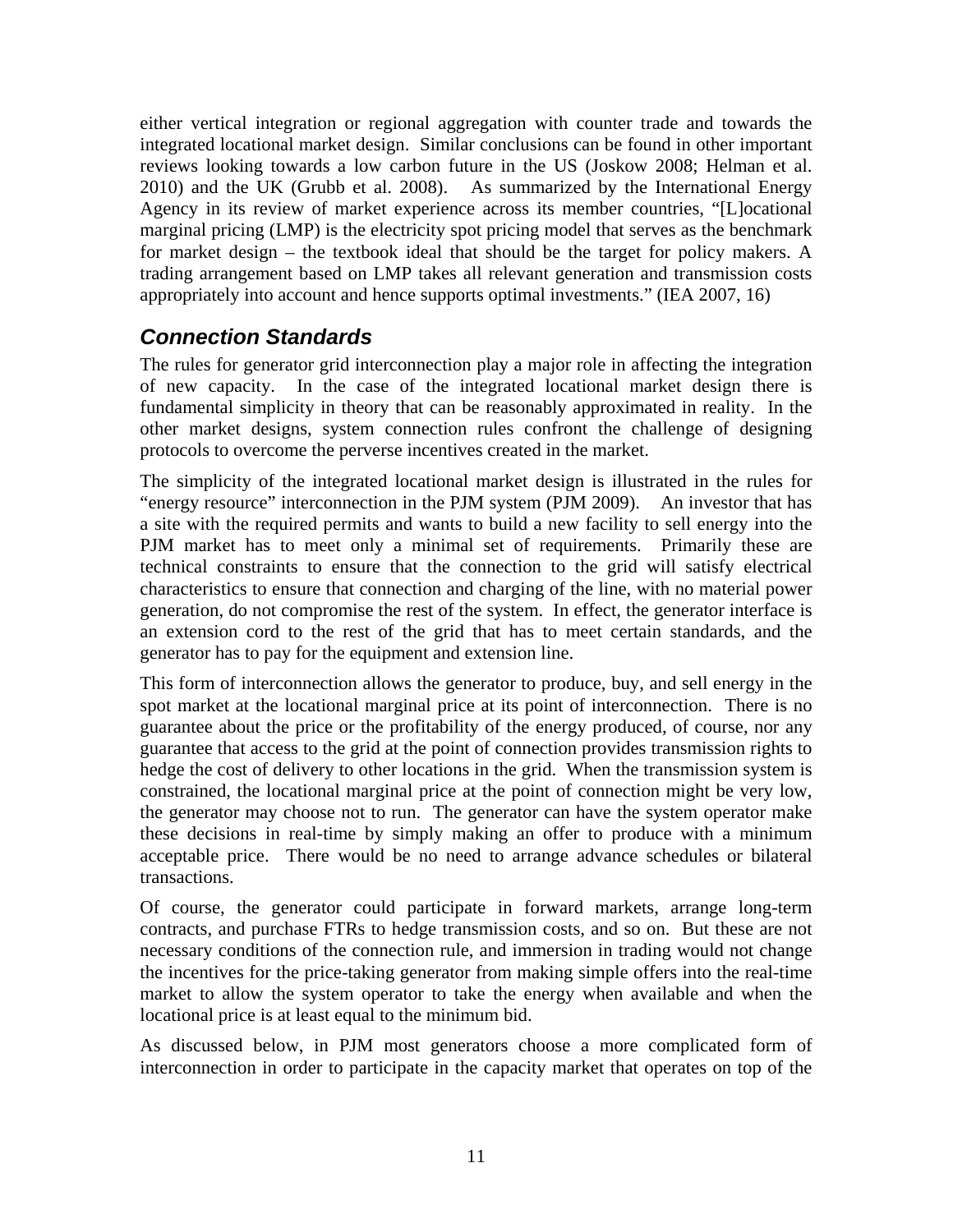either vertical integration or regional aggregation with counter trade and towards the integrated locational market design. Similar conclusions can be found in other important reviews looking towards a low carbon future in the US (Joskow 2008; Helman et al. 2010) and the UK (Grubb et al. 2008). As summarized by the International Energy Agency in its review of market experience across its member countries, "[L]ocational marginal pricing (LMP) is the electricity spot pricing model that serves as the benchmark for market design – the textbook ideal that should be the target for policy makers. A trading arrangement based on LMP takes all relevant generation and transmission costs appropriately into account and hence supports optimal investments." (IEA 2007, 16)

## *Connection Standards*

The rules for generator grid interconnection play a major role in affecting the integration of new capacity. In the case of the integrated locational market design there is fundamental simplicity in theory that can be reasonably approximated in reality. In the other market designs, system connection rules confront the challenge of designing protocols to overcome the perverse incentives created in the market.

The simplicity of the integrated locational market design is illustrated in the rules for "energy resource" interconnection in the PJM system (PJM 2009). An investor that has a site with the required permits and wants to build a new facility to sell energy into the PJM market has to meet only a minimal set of requirements. Primarily these are technical constraints to ensure that the connection to the grid will satisfy electrical characteristics to ensure that connection and charging of the line, with no material power generation, do not compromise the rest of the system. In effect, the generator interface is an extension cord to the rest of the grid that has to meet certain standards, and the generator has to pay for the equipment and extension line.

This form of interconnection allows the generator to produce, buy, and sell energy in the spot market at the locational marginal price at its point of interconnection. There is no guarantee about the price or the profitability of the energy produced, of course, nor any guarantee that access to the grid at the point of connection provides transmission rights to hedge the cost of delivery to other locations in the grid. When the transmission system is constrained, the locational marginal price at the point of connection might be very low, the generator may choose not to run. The generator can have the system operator make these decisions in real-time by simply making an offer to produce with a minimum acceptable price. There would be no need to arrange advance schedules or bilateral transactions.

Of course, the generator could participate in forward markets, arrange long-term contracts, and purchase FTRs to hedge transmission costs, and so on. But these are not necessary conditions of the connection rule, and immersion in trading would not change the incentives for the price-taking generator from making simple offers into the real-time market to allow the system operator to take the energy when available and when the locational price is at least equal to the minimum bid.

As discussed below, in PJM most generators choose a more complicated form of interconnection in order to participate in the capacity market that operates on top of the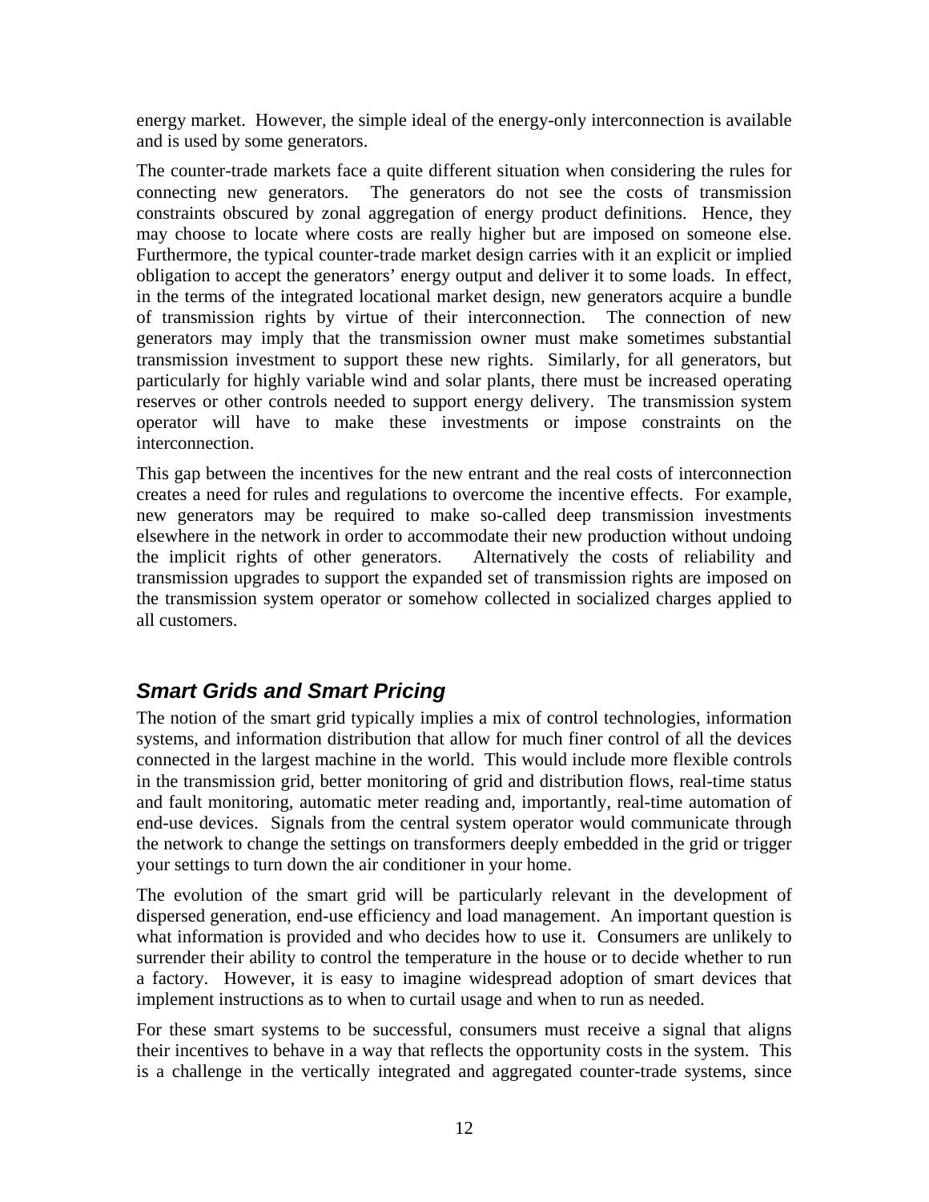energy market. However, the simple ideal of the energy-only interconnection is available and is used by some generators.

The counter-trade markets face a quite different situation when considering the rules for connecting new generators. The generators do not see the costs of transmission constraints obscured by zonal aggregation of energy product definitions. Hence, they may choose to locate where costs are really higher but are imposed on someone else. Furthermore, the typical counter-trade market design carries with it an explicit or implied obligation to accept the generators' energy output and deliver it to some loads. In effect, in the terms of the integrated locational market design, new generators acquire a bundle of transmission rights by virtue of their interconnection. The connection of new generators may imply that the transmission owner must make sometimes substantial transmission investment to support these new rights. Similarly, for all generators, but particularly for highly variable wind and solar plants, there must be increased operating reserves or other controls needed to support energy delivery. The transmission system operator will have to make these investments or impose constraints on the interconnection.

This gap between the incentives for the new entrant and the real costs of interconnection creates a need for rules and regulations to overcome the incentive effects. For example, new generators may be required to make so-called deep transmission investments elsewhere in the network in order to accommodate their new production without undoing the implicit rights of other generators. Alternatively the costs of reliability and transmission upgrades to support the expanded set of transmission rights are imposed on the transmission system operator or somehow collected in socialized charges applied to all customers.

## *Smart Grids and Smart Pricing*

The notion of the smart grid typically implies a mix of control technologies, information systems, and information distribution that allow for much finer control of all the devices connected in the largest machine in the world. This would include more flexible controls in the transmission grid, better monitoring of grid and distribution flows, real-time status and fault monitoring, automatic meter reading and, importantly, real-time automation of end-use devices. Signals from the central system operator would communicate through the network to change the settings on transformers deeply embedded in the grid or trigger your settings to turn down the air conditioner in your home.

The evolution of the smart grid will be particularly relevant in the development of dispersed generation, end-use efficiency and load management. An important question is what information is provided and who decides how to use it. Consumers are unlikely to surrender their ability to control the temperature in the house or to decide whether to run a factory. However, it is easy to imagine widespread adoption of smart devices that implement instructions as to when to curtail usage and when to run as needed.

For these smart systems to be successful, consumers must receive a signal that aligns their incentives to behave in a way that reflects the opportunity costs in the system. This is a challenge in the vertically integrated and aggregated counter-trade systems, since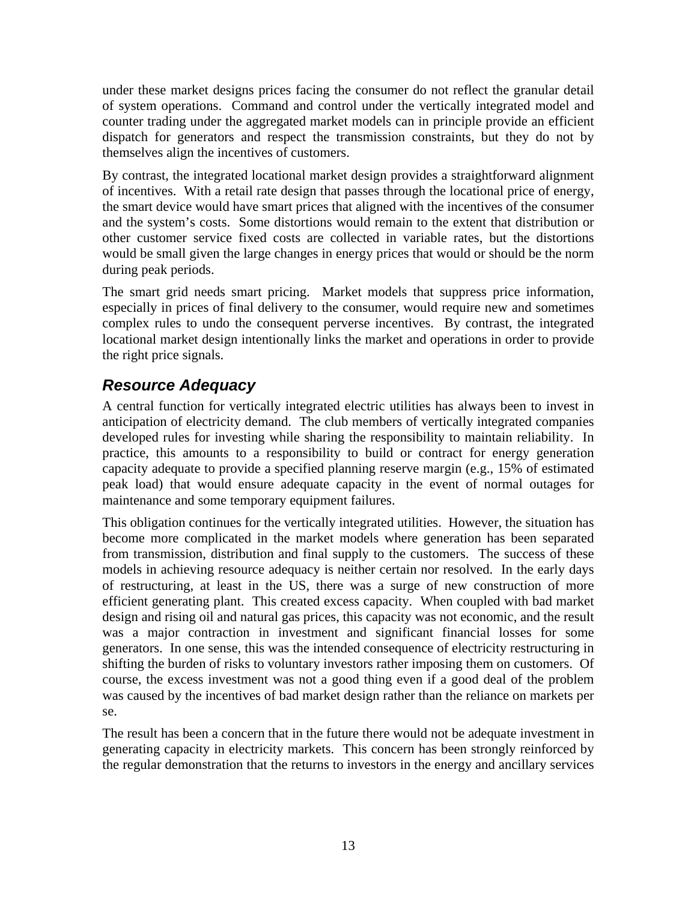under these market designs prices facing the consumer do not reflect the granular detail of system operations. Command and control under the vertically integrated model and counter trading under the aggregated market models can in principle provide an efficient dispatch for generators and respect the transmission constraints, but they do not by themselves align the incentives of customers.

By contrast, the integrated locational market design provides a straightforward alignment of incentives. With a retail rate design that passes through the locational price of energy, the smart device would have smart prices that aligned with the incentives of the consumer and the system's costs. Some distortions would remain to the extent that distribution or other customer service fixed costs are collected in variable rates, but the distortions would be small given the large changes in energy prices that would or should be the norm during peak periods.

The smart grid needs smart pricing. Market models that suppress price information, especially in prices of final delivery to the consumer, would require new and sometimes complex rules to undo the consequent perverse incentives. By contrast, the integrated locational market design intentionally links the market and operations in order to provide the right price signals.

## *Resource Adequacy*

A central function for vertically integrated electric utilities has always been to invest in anticipation of electricity demand. The club members of vertically integrated companies developed rules for investing while sharing the responsibility to maintain reliability. In practice, this amounts to a responsibility to build or contract for energy generation capacity adequate to provide a specified planning reserve margin (e.g., 15% of estimated peak load) that would ensure adequate capacity in the event of normal outages for maintenance and some temporary equipment failures.

This obligation continues for the vertically integrated utilities. However, the situation has become more complicated in the market models where generation has been separated from transmission, distribution and final supply to the customers. The success of these models in achieving resource adequacy is neither certain nor resolved. In the early days of restructuring, at least in the US, there was a surge of new construction of more efficient generating plant. This created excess capacity. When coupled with bad market design and rising oil and natural gas prices, this capacity was not economic, and the result was a major contraction in investment and significant financial losses for some generators. In one sense, this was the intended consequence of electricity restructuring in shifting the burden of risks to voluntary investors rather imposing them on customers. Of course, the excess investment was not a good thing even if a good deal of the problem was caused by the incentives of bad market design rather than the reliance on markets per se.

The result has been a concern that in the future there would not be adequate investment in generating capacity in electricity markets. This concern has been strongly reinforced by the regular demonstration that the returns to investors in the energy and ancillary services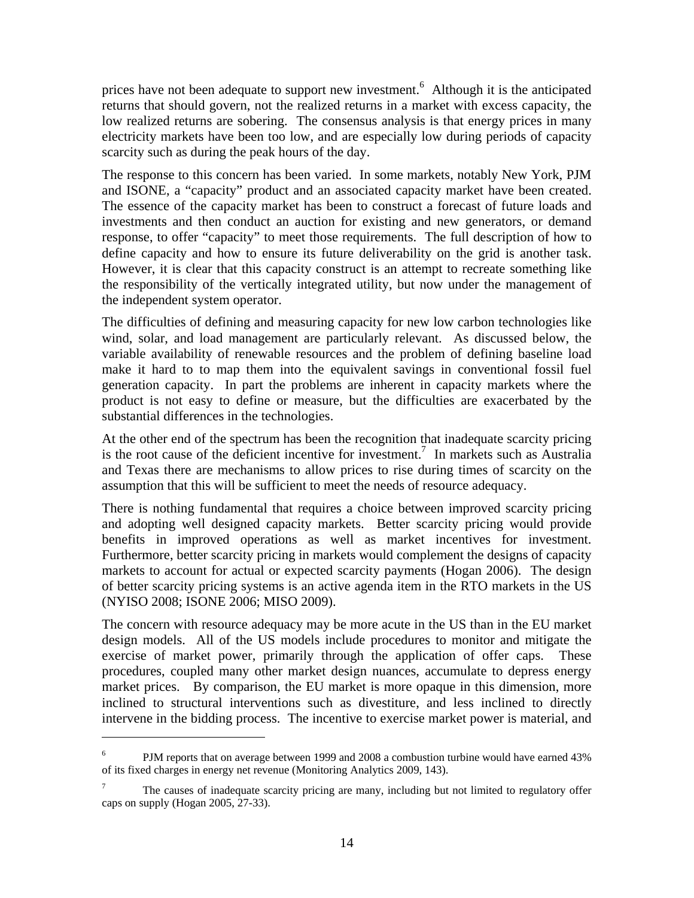prices have not been adequate to support new investment.[6] Although it is the anticipated returns that should govern, not the realized returns in a market with excess capacity, the low realized returns are sobering. The consensus analysis is that energy prices in many electricity markets have been too low, and are especially low during periods of capacity scarcity such as during the peak hours of the day.

The response to this concern has been varied. In some markets, notably New York, PJM and ISONE, a "capacity" product and an associated capacity market have been created. The essence of the capacity market has been to construct a forecast of future loads and investments and then conduct an auction for existing and new generators, or demand response, to offer "capacity" to meet those requirements. The full description of how to define capacity and how to ensure its future deliverability on the grid is another task. However, it is clear that this capacity construct is an attempt to recreate something like the responsibility of the vertically integrated utility, but now under the management of the independent system operator.

The difficulties of defining and measuring capacity for new low carbon technologies like wind, solar, and load management are particularly relevant. As discussed below, the variable availability of renewable resources and the problem of defining baseline load make it hard to to map them into the equivalent savings in conventional fossil fuel generation capacity. In part the problems are inherent in capacity markets where the product is not easy to define or measure, but the difficulties are exacerbated by the substantial differences in the technologies.

At the other end of the spectrum has been the recognition that inadequate scarcity pricing is the root cause of the deficient incentive for investment.[7] In markets such as Australia and Texas there are mechanisms to allow prices to rise during times of scarcity on the assumption that this will be sufficient to meet the needs of resource adequacy.

There is nothing fundamental that requires a choice between improved scarcity pricing and adopting well designed capacity markets. Better scarcity pricing would provide benefits in improved operations as well as market incentives for investment. Furthermore, better scarcity pricing in markets would complement the designs of capacity markets to account for actual or expected scarcity payments (Hogan 2006). The design of better scarcity pricing systems is an active agenda item in the RTO markets in the US (NYISO 2008; ISONE 2006; MISO 2009).

The concern with resource adequacy may be more acute in the US than in the EU market design models. All of the US models include procedures to monitor and mitigate the exercise of market power, primarily through the application of offer caps. These procedures, coupled many other market design nuances, accumulate to depress energy market prices. By comparison, the EU market is more opaque in this dimension, more inclined to structural interventions such as divestiture, and less inclined to directly intervene in the bidding process. The incentive to exercise market power is material, and

---

[6] PJM reports that on average between 1999 and 2008 a combustion turbine would have earned 43% of its fixed charges in energy net revenue (Monitoring Analytics 2009, 143).

[7] The causes of inadequate scarcity pricing are many, including but not limited to regulatory offer caps on supply (Hogan 2005, 27-33).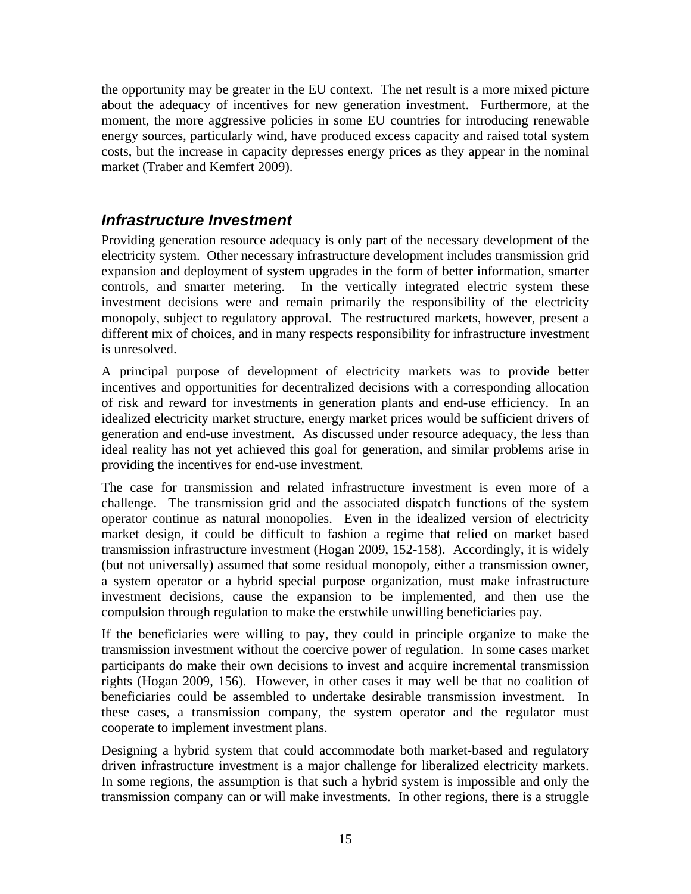the opportunity may be greater in the EU context. The net result is a more mixed picture about the adequacy of incentives for new generation investment. Furthermore, at the moment, the more aggressive policies in some EU countries for introducing renewable energy sources, particularly wind, have produced excess capacity and raised total system costs, but the increase in capacity depresses energy prices as they appear in the nominal market (Traber and Kemfert 2009).

## *Infrastructure Investment*

Providing generation resource adequacy is only part of the necessary development of the electricity system. Other necessary infrastructure development includes transmission grid expansion and deployment of system upgrades in the form of better information, smarter controls, and smarter metering. In the vertically integrated electric system these investment decisions were and remain primarily the responsibility of the electricity monopoly, subject to regulatory approval. The restructured markets, however, present a different mix of choices, and in many respects responsibility for infrastructure investment is unresolved.

A principal purpose of development of electricity markets was to provide better incentives and opportunities for decentralized decisions with a corresponding allocation of risk and reward for investments in generation plants and end-use efficiency. In an idealized electricity market structure, energy market prices would be sufficient drivers of generation and end-use investment. As discussed under resource adequacy, the less than ideal reality has not yet achieved this goal for generation, and similar problems arise in providing the incentives for end-use investment.

The case for transmission and related infrastructure investment is even more of a challenge. The transmission grid and the associated dispatch functions of the system operator continue as natural monopolies. Even in the idealized version of electricity market design, it could be difficult to fashion a regime that relied on market based transmission infrastructure investment (Hogan 2009, 152-158). Accordingly, it is widely (but not universally) assumed that some residual monopoly, either a transmission owner, a system operator or a hybrid special purpose organization, must make infrastructure investment decisions, cause the expansion to be implemented, and then use the compulsion through regulation to make the erstwhile unwilling beneficiaries pay.

If the beneficiaries were willing to pay, they could in principle organize to make the transmission investment without the coercive power of regulation. In some cases market participants do make their own decisions to invest and acquire incremental transmission rights (Hogan 2009, 156). However, in other cases it may well be that no coalition of beneficiaries could be assembled to undertake desirable transmission investment. In these cases, a transmission company, the system operator and the regulator must cooperate to implement investment plans.

Designing a hybrid system that could accommodate both market-based and regulatory driven infrastructure investment is a major challenge for liberalized electricity markets. In some regions, the assumption is that such a hybrid system is impossible and only the transmission company can or will make investments. In other regions, there is a struggle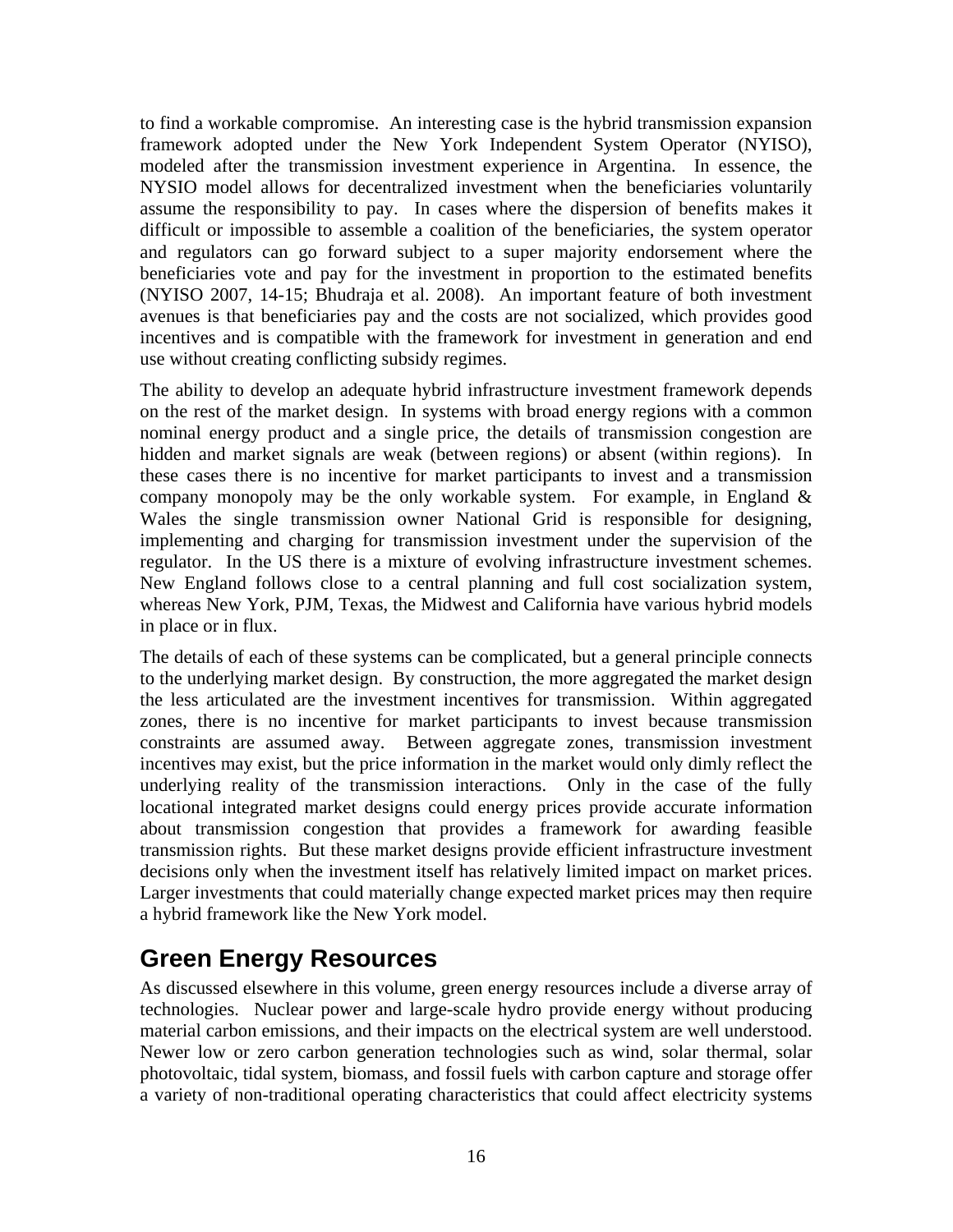to find a workable compromise. An interesting case is the hybrid transmission expansion framework adopted under the New York Independent System Operator (NYISO), modeled after the transmission investment experience in Argentina. In essence, the NYSIO model allows for decentralized investment when the beneficiaries voluntarily assume the responsibility to pay. In cases where the dispersion of benefits makes it difficult or impossible to assemble a coalition of the beneficiaries, the system operator and regulators can go forward subject to a super majority endorsement where the beneficiaries vote and pay for the investment in proportion to the estimated benefits (NYISO 2007, 14-15; Bhudraja et al. 2008). An important feature of both investment avenues is that beneficiaries pay and the costs are not socialized, which provides good incentives and is compatible with the framework for investment in generation and end use without creating conflicting subsidy regimes.

The ability to develop an adequate hybrid infrastructure investment framework depends on the rest of the market design. In systems with broad energy regions with a common nominal energy product and a single price, the details of transmission congestion are hidden and market signals are weak (between regions) or absent (within regions). In these cases there is no incentive for market participants to invest and a transmission company monopoly may be the only workable system. For example, in England & Wales the single transmission owner National Grid is responsible for designing, implementing and charging for transmission investment under the supervision of the regulator. In the US there is a mixture of evolving infrastructure investment schemes. New England follows close to a central planning and full cost socialization system, whereas New York, PJM, Texas, the Midwest and California have various hybrid models in place or in flux.

The details of each of these systems can be complicated, but a general principle connects to the underlying market design. By construction, the more aggregated the market design the less articulated are the investment incentives for transmission. Within aggregated zones, there is no incentive for market participants to invest because transmission constraints are assumed away. Between aggregate zones, transmission investment incentives may exist, but the price information in the market would only dimly reflect the underlying reality of the transmission interactions. Only in the case of the fully locational integrated market designs could energy prices provide accurate information about transmission congestion that provides a framework for awarding feasible transmission rights. But these market designs provide efficient infrastructure investment decisions only when the investment itself has relatively limited impact on market prices. Larger investments that could materially change expected market prices may then require a hybrid framework like the New York model.

## Green Energy Resources

As discussed elsewhere in this volume, green energy resources include a diverse array of technologies. Nuclear power and large-scale hydro provide energy without producing material carbon emissions, and their impacts on the electrical system are well understood. Newer low or zero carbon generation technologies such as wind, solar thermal, solar photovoltaic, tidal system, biomass, and fossil fuels with carbon capture and storage offer a variety of non-traditional operating characteristics that could affect electricity systems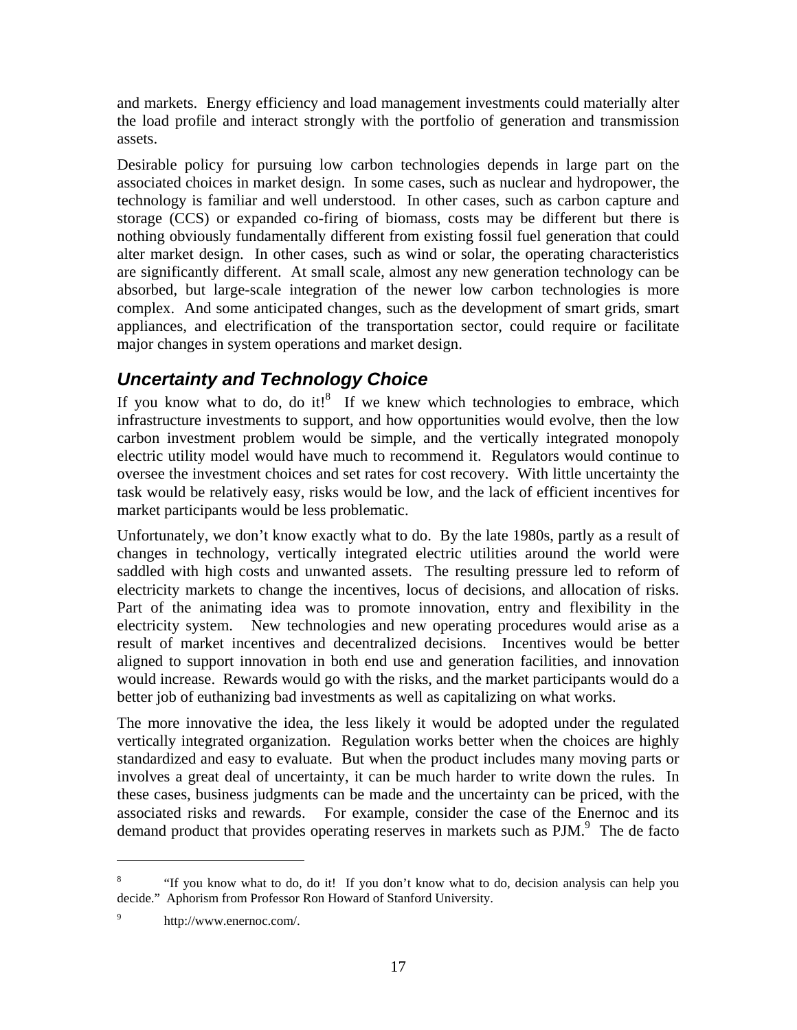and markets. Energy efficiency and load management investments could materially alter the load profile and interact strongly with the portfolio of generation and transmission assets.

Desirable policy for pursuing low carbon technologies depends in large part on the associated choices in market design. In some cases, such as nuclear and hydropower, the technology is familiar and well understood. In other cases, such as carbon capture and storage (CCS) or expanded co-firing of biomass, costs may be different but there is nothing obviously fundamentally different from existing fossil fuel generation that could alter market design. In other cases, such as wind or solar, the operating characteristics are significantly different. At small scale, almost any new generation technology can be absorbed, but large-scale integration of the newer low carbon technologies is more complex. And some anticipated changes, such as the development of smart grids, smart appliances, and electrification of the transportation sector, could require or facilitate major changes in system operations and market design.

## *Uncertainty and Technology Choice*

If you know what to do, do it![8] If we knew which technologies to embrace, which infrastructure investments to support, and how opportunities would evolve, then the low carbon investment problem would be simple, and the vertically integrated monopoly electric utility model would have much to recommend it. Regulators would continue to oversee the investment choices and set rates for cost recovery. With little uncertainty the task would be relatively easy, risks would be low, and the lack of efficient incentives for market participants would be less problematic.

Unfortunately, we don't know exactly what to do. By the late 1980s, partly as a result of changes in technology, vertically integrated electric utilities around the world were saddled with high costs and unwanted assets. The resulting pressure led to reform of electricity markets to change the incentives, locus of decisions, and allocation of risks. Part of the animating idea was to promote innovation, entry and flexibility in the electricity system. New technologies and new operating procedures would arise as a result of market incentives and decentralized decisions. Incentives would be better aligned to support innovation in both end use and generation facilities, and innovation would increase. Rewards would go with the risks, and the market participants would do a better job of euthanizing bad investments as well as capitalizing on what works.

The more innovative the idea, the less likely it would be adopted under the regulated vertically integrated organization. Regulation works better when the choices are highly standardized and easy to evaluate. But when the product includes many moving parts or involves a great deal of uncertainty, it can be much harder to write down the rules. In these cases, business judgments can be made and the uncertainty can be priced, with the associated risks and rewards. For example, consider the case of the Enernoc and its demand product that provides operating reserves in markets such as PJM.[9] The de facto

---

[8] "If you know what to do, do it! If you don't know what to do, decision analysis can help you decide." Aphorism from Professor Ron Howard of Stanford University.

[9] http://www.enernoc.com/.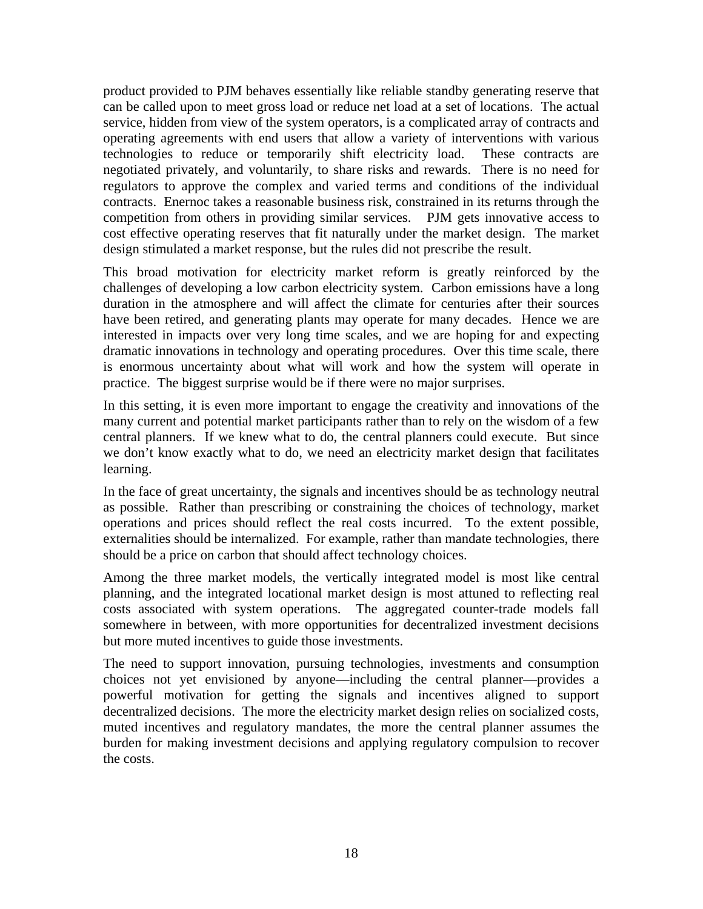product provided to PJM behaves essentially like reliable standby generating reserve that can be called upon to meet gross load or reduce net load at a set of locations. The actual service, hidden from view of the system operators, is a complicated array of contracts and operating agreements with end users that allow a variety of interventions with various technologies to reduce or temporarily shift electricity load. These contracts are negotiated privately, and voluntarily, to share risks and rewards. There is no need for regulators to approve the complex and varied terms and conditions of the individual contracts. Enernoc takes a reasonable business risk, constrained in its returns through the competition from others in providing similar services. PJM gets innovative access to cost effective operating reserves that fit naturally under the market design. The market design stimulated a market response, but the rules did not prescribe the result.

This broad motivation for electricity market reform is greatly reinforced by the challenges of developing a low carbon electricity system. Carbon emissions have a long duration in the atmosphere and will affect the climate for centuries after their sources have been retired, and generating plants may operate for many decades. Hence we are interested in impacts over very long time scales, and we are hoping for and expecting dramatic innovations in technology and operating procedures. Over this time scale, there is enormous uncertainty about what will work and how the system will operate in practice. The biggest surprise would be if there were no major surprises.

In this setting, it is even more important to engage the creativity and innovations of the many current and potential market participants rather than to rely on the wisdom of a few central planners. If we knew what to do, the central planners could execute. But since we don't know exactly what to do, we need an electricity market design that facilitates learning.

In the face of great uncertainty, the signals and incentives should be as technology neutral as possible. Rather than prescribing or constraining the choices of technology, market operations and prices should reflect the real costs incurred. To the extent possible, externalities should be internalized. For example, rather than mandate technologies, there should be a price on carbon that should affect technology choices.

Among the three market models, the vertically integrated model is most like central planning, and the integrated locational market design is most attuned to reflecting real costs associated with system operations. The aggregated counter-trade models fall somewhere in between, with more opportunities for decentralized investment decisions but more muted incentives to guide those investments.

The need to support innovation, pursuing technologies, investments and consumption choices not yet envisioned by anyone—including the central planner—provides a powerful motivation for getting the signals and incentives aligned to support decentralized decisions. The more the electricity market design relies on socialized costs, muted incentives and regulatory mandates, the more the central planner assumes the burden for making investment decisions and applying regulatory compulsion to recover the costs.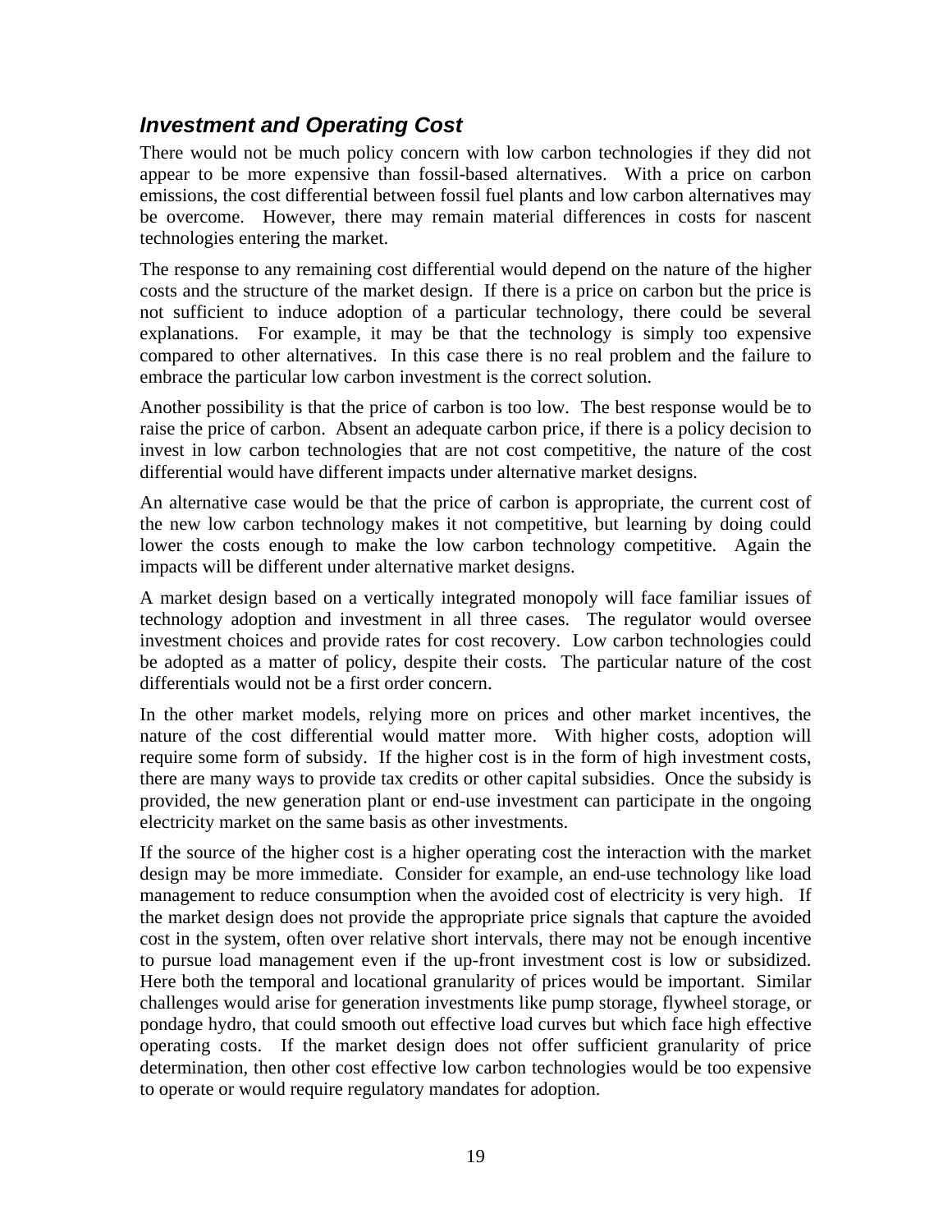### *Investment and Operating Cost*

There would not be much policy concern with low carbon technologies if they did not appear to be more expensive than fossil-based alternatives. With a price on carbon emissions, the cost differential between fossil fuel plants and low carbon alternatives may be overcome. However, there may remain material differences in costs for nascent technologies entering the market.

The response to any remaining cost differential would depend on the nature of the higher costs and the structure of the market design. If there is a price on carbon but the price is not sufficient to induce adoption of a particular technology, there could be several explanations. For example, it may be that the technology is simply too expensive compared to other alternatives. In this case there is no real problem and the failure to embrace the particular low carbon investment is the correct solution.

Another possibility is that the price of carbon is too low. The best response would be to raise the price of carbon. Absent an adequate carbon price, if there is a policy decision to invest in low carbon technologies that are not cost competitive, the nature of the cost differential would have different impacts under alternative market designs.

An alternative case would be that the price of carbon is appropriate, the current cost of the new low carbon technology makes it not competitive, but learning by doing could lower the costs enough to make the low carbon technology competitive. Again the impacts will be different under alternative market designs.

A market design based on a vertically integrated monopoly will face familiar issues of technology adoption and investment in all three cases. The regulator would oversee investment choices and provide rates for cost recovery. Low carbon technologies could be adopted as a matter of policy, despite their costs. The particular nature of the cost differentials would not be a first order concern.

In the other market models, relying more on prices and other market incentives, the nature of the cost differential would matter more. With higher costs, adoption will require some form of subsidy. If the higher cost is in the form of high investment costs, there are many ways to provide tax credits or other capital subsidies. Once the subsidy is provided, the new generation plant or end-use investment can participate in the ongoing electricity market on the same basis as other investments.

If the source of the higher cost is a higher operating cost the interaction with the market design may be more immediate. Consider for example, an end-use technology like load management to reduce consumption when the avoided cost of electricity is very high. If the market design does not provide the appropriate price signals that capture the avoided cost in the system, often over relative short intervals, there may not be enough incentive to pursue load management even if the up-front investment cost is low or subsidized. Here both the temporal and locational granularity of prices would be important. Similar challenges would arise for generation investments like pump storage, flywheel storage, or pondage hydro, that could smooth out effective load curves but which face high effective operating costs. If the market design does not offer sufficient granularity of price determination, then other cost effective low carbon technologies would be too expensive to operate or would require regulatory mandates for adoption.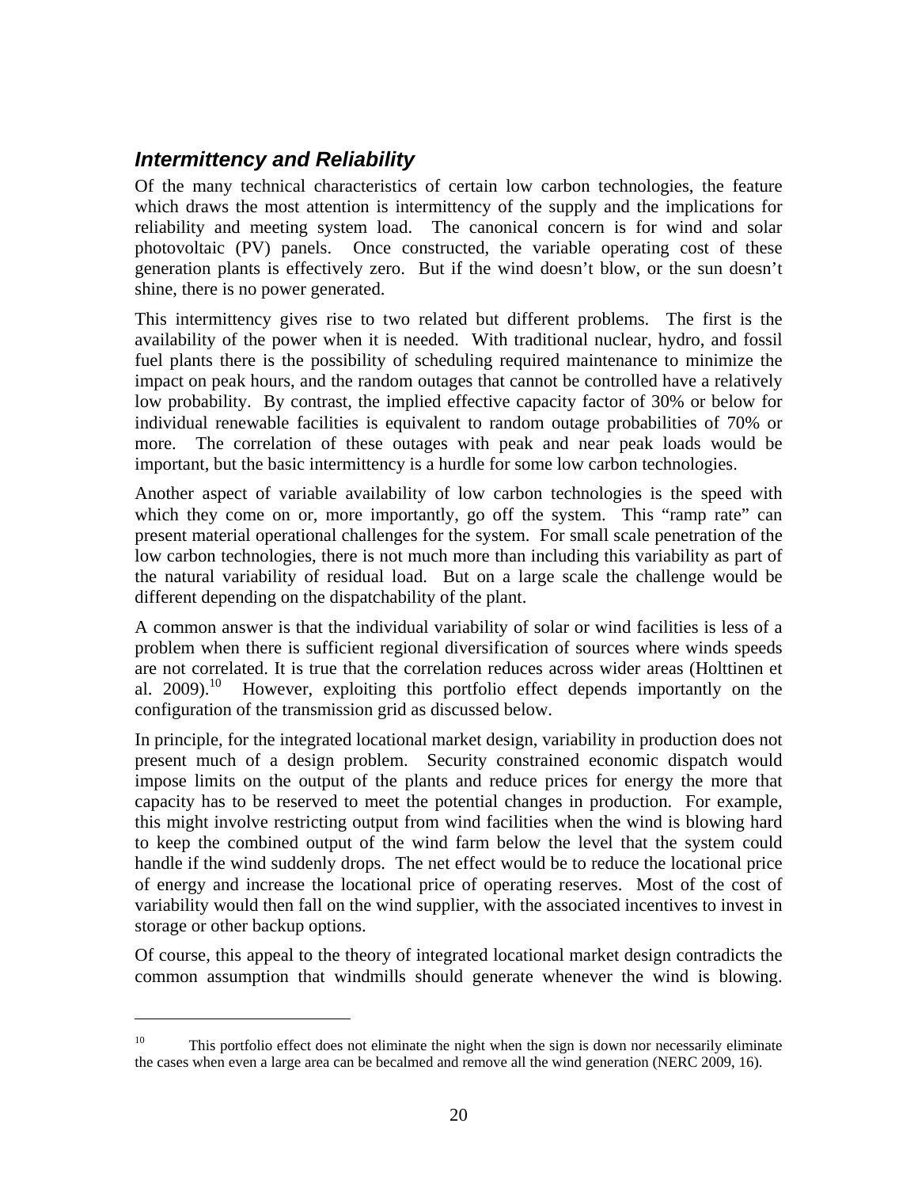## *Intermittency and Reliability*

Of the many technical characteristics of certain low carbon technologies, the feature which draws the most attention is intermittency of the supply and the implications for reliability and meeting system load. The canonical concern is for wind and solar photovoltaic (PV) panels. Once constructed, the variable operating cost of these generation plants is effectively zero. But if the wind doesn't blow, or the sun doesn't shine, there is no power generated.

This intermittency gives rise to two related but different problems. The first is the availability of the power when it is needed. With traditional nuclear, hydro, and fossil fuel plants there is the possibility of scheduling required maintenance to minimize the impact on peak hours, and the random outages that cannot be controlled have a relatively low probability. By contrast, the implied effective capacity factor of 30% or below for individual renewable facilities is equivalent to random outage probabilities of 70% or more. The correlation of these outages with peak and near peak loads would be important, but the basic intermittency is a hurdle for some low carbon technologies.

Another aspect of variable availability of low carbon technologies is the speed with which they come on or, more importantly, go off the system. This "ramp rate" can present material operational challenges for the system. For small scale penetration of the low carbon technologies, there is not much more than including this variability as part of the natural variability of residual load. But on a large scale the challenge would be different depending on the dispatchability of the plant.

A common answer is that the individual variability of solar or wind facilities is less of a problem when there is sufficient regional diversification of sources where winds speeds are not correlated. It is true that the correlation reduces across wider areas (Holttinen et al. 2009).[10] However, exploiting this portfolio effect depends importantly on the configuration of the transmission grid as discussed below.

In principle, for the integrated locational market design, variability in production does not present much of a design problem. Security constrained economic dispatch would impose limits on the output of the plants and reduce prices for energy the more that capacity has to be reserved to meet the potential changes in production. For example, this might involve restricting output from wind facilities when the wind is blowing hard to keep the combined output of the wind farm below the level that the system could handle if the wind suddenly drops. The net effect would be to reduce the locational price of energy and increase the locational price of operating reserves. Most of the cost of variability would then fall on the wind supplier, with the associated incentives to invest in storage or other backup options.

Of course, this appeal to the theory of integrated locational market design contradicts the common assumption that windmills should generate whenever the wind is blowing.

---

[10] This portfolio effect does not eliminate the night when the sign is down nor necessarily eliminate the cases when even a large area can be becalmed and remove all the wind generation (NERC 2009, 16).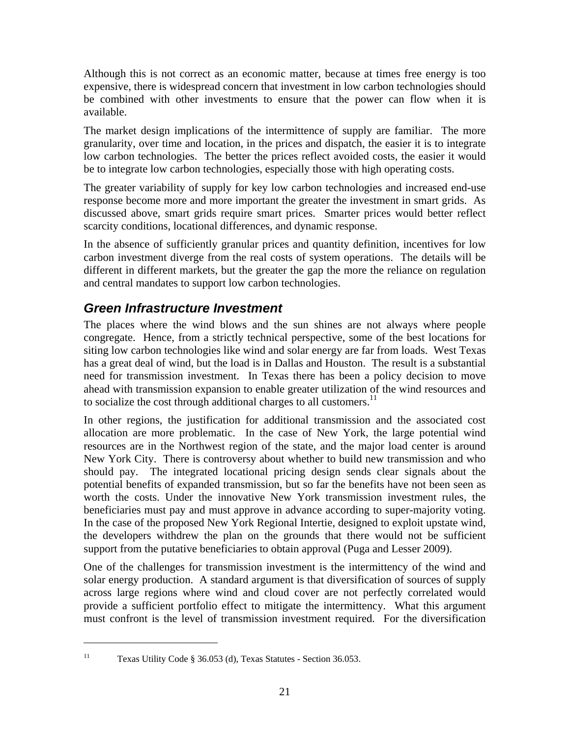Although this is not correct as an economic matter, because at times free energy is too expensive, there is widespread concern that investment in low carbon technologies should be combined with other investments to ensure that the power can flow when it is available.

The market design implications of the intermittence of supply are familiar. The more granularity, over time and location, in the prices and dispatch, the easier it is to integrate low carbon technologies. The better the prices reflect avoided costs, the easier it would be to integrate low carbon technologies, especially those with high operating costs.

The greater variability of supply for key low carbon technologies and increased end-use response become more and more important the greater the investment in smart grids. As discussed above, smart grids require smart prices. Smarter prices would better reflect scarcity conditions, locational differences, and dynamic response.

In the absence of sufficiently granular prices and quantity definition, incentives for low carbon investment diverge from the real costs of system operations. The details will be different in different markets, but the greater the gap the more the reliance on regulation and central mandates to support low carbon technologies.

## *Green Infrastructure Investment*

The places where the wind blows and the sun shines are not always where people congregate. Hence, from a strictly technical perspective, some of the best locations for siting low carbon technologies like wind and solar energy are far from loads. West Texas has a great deal of wind, but the load is in Dallas and Houston. The result is a substantial need for transmission investment. In Texas there has been a policy decision to move ahead with transmission expansion to enable greater utilization of the wind resources and to socialize the cost through additional charges to all customers.[11]

In other regions, the justification for additional transmission and the associated cost allocation are more problematic. In the case of New York, the large potential wind resources are in the Northwest region of the state, and the major load center is around New York City. There is controversy about whether to build new transmission and who should pay. The integrated locational pricing design sends clear signals about the potential benefits of expanded transmission, but so far the benefits have not been seen as worth the costs. Under the innovative New York transmission investment rules, the beneficiaries must pay and must approve in advance according to super-majority voting. In the case of the proposed New York Regional Intertie, designed to exploit upstate wind, the developers withdrew the plan on the grounds that there would not be sufficient support from the putative beneficiaries to obtain approval (Puga and Lesser 2009).

One of the challenges for transmission investment is the intermittency of the wind and solar energy production. A standard argument is that diversification of sources of supply across large regions where wind and cloud cover are not perfectly correlated would provide a sufficient portfolio effect to mitigate the intermittency. What this argument must confront is the level of transmission investment required. For the diversification

---

[11] Texas Utility Code § 36.053 (d), Texas Statutes - Section 36.053.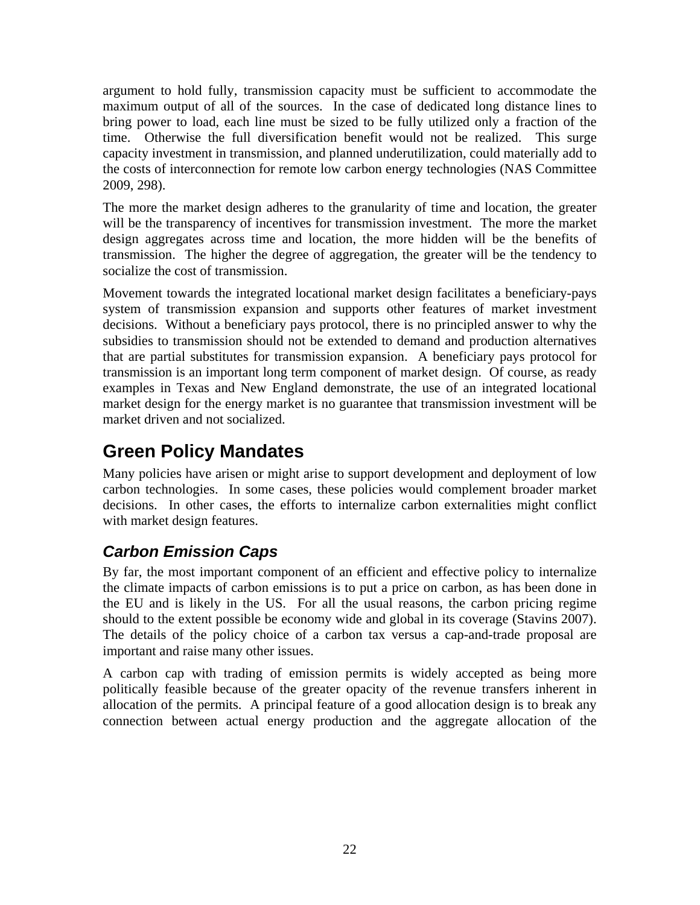argument to hold fully, transmission capacity must be sufficient to accommodate the maximum output of all of the sources. In the case of dedicated long distance lines to bring power to load, each line must be sized to be fully utilized only a fraction of the time. Otherwise the full diversification benefit would not be realized. This surge capacity investment in transmission, and planned underutilization, could materially add to the costs of interconnection for remote low carbon energy technologies (NAS Committee 2009, 298).

The more the market design adheres to the granularity of time and location, the greater will be the transparency of incentives for transmission investment. The more the market design aggregates across time and location, the more hidden will be the benefits of transmission. The higher the degree of aggregation, the greater will be the tendency to socialize the cost of transmission.

Movement towards the integrated locational market design facilitates a beneficiary-pays system of transmission expansion and supports other features of market investment decisions. Without a beneficiary pays protocol, there is no principled answer to why the subsidies to transmission should not be extended to demand and production alternatives that are partial substitutes for transmission expansion. A beneficiary pays protocol for transmission is an important long term component of market design. Of course, as ready examples in Texas and New England demonstrate, the use of an integrated locational market design for the energy market is no guarantee that transmission investment will be market driven and not socialized.

## Green Policy Mandates

Many policies have arisen or might arise to support development and deployment of low carbon technologies. In some cases, these policies would complement broader market decisions. In other cases, the efforts to internalize carbon externalities might conflict with market design features.

### *Carbon Emission Caps*

By far, the most important component of an efficient and effective policy to internalize the climate impacts of carbon emissions is to put a price on carbon, as has been done in the EU and is likely in the US. For all the usual reasons, the carbon pricing regime should to the extent possible be economy wide and global in its coverage (Stavins 2007). The details of the policy choice of a carbon tax versus a cap-and-trade proposal are important and raise many other issues.

A carbon cap with trading of emission permits is widely accepted as being more politically feasible because of the greater opacity of the revenue transfers inherent in allocation of the permits. A principal feature of a good allocation design is to break any connection between actual energy production and the aggregate allocation of the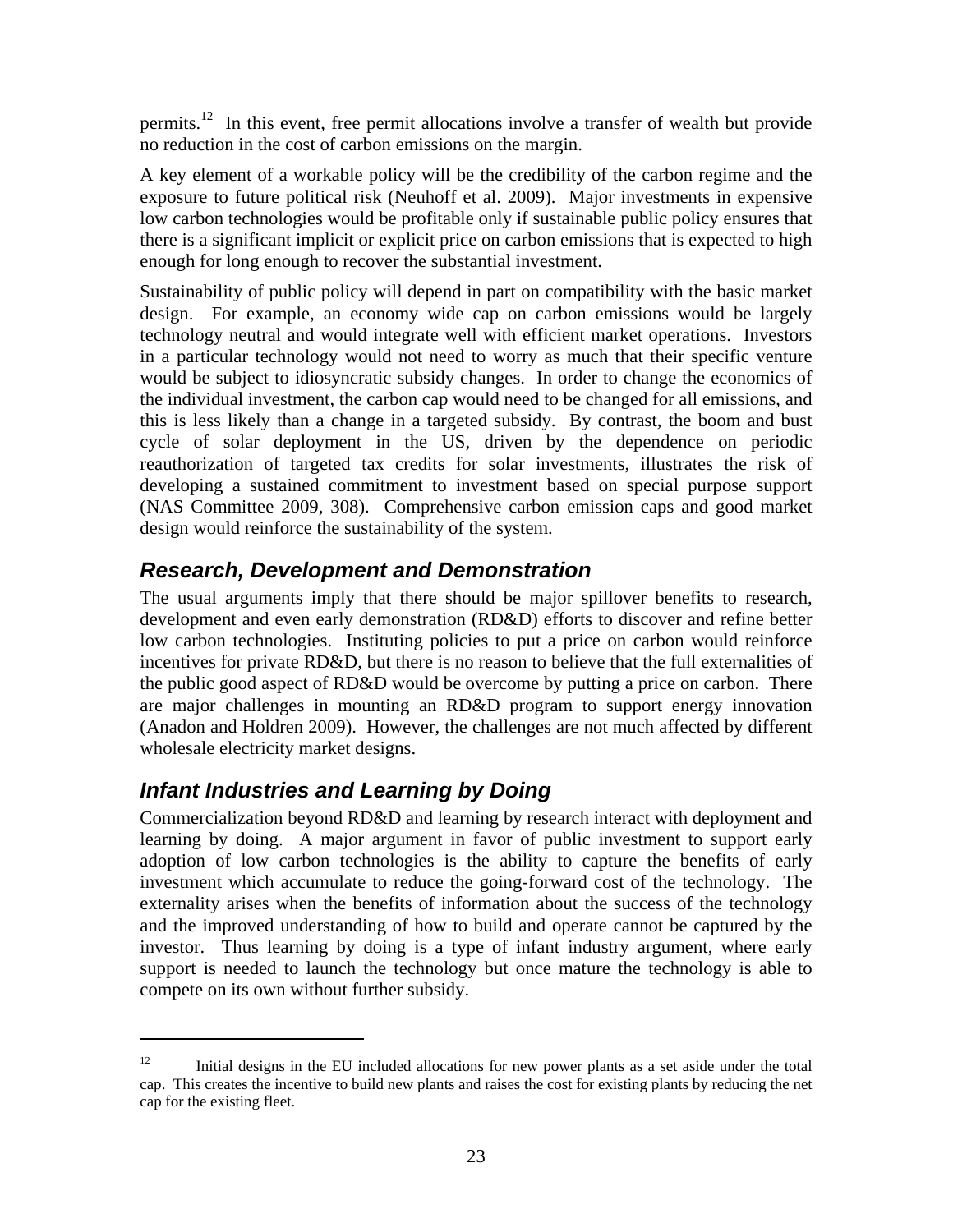permits.[12] In this event, free permit allocations involve a transfer of wealth but provide no reduction in the cost of carbon emissions on the margin.

A key element of a workable policy will be the credibility of the carbon regime and the exposure to future political risk (Neuhoff et al. 2009). Major investments in expensive low carbon technologies would be profitable only if sustainable public policy ensures that there is a significant implicit or explicit price on carbon emissions that is expected to high enough for long enough to recover the substantial investment.

Sustainability of public policy will depend in part on compatibility with the basic market design. For example, an economy wide cap on carbon emissions would be largely technology neutral and would integrate well with efficient market operations. Investors in a particular technology would not need to worry as much that their specific venture would be subject to idiosyncratic subsidy changes. In order to change the economics of the individual investment, the carbon cap would need to be changed for all emissions, and this is less likely than a change in a targeted subsidy. By contrast, the boom and bust cycle of solar deployment in the US, driven by the dependence on periodic reauthorization of targeted tax credits for solar investments, illustrates the risk of developing a sustained commitment to investment based on special purpose support (NAS Committee 2009, 308). Comprehensive carbon emission caps and good market design would reinforce the sustainability of the system.

## *Research, Development and Demonstration*

The usual arguments imply that there should be major spillover benefits to research, development and even early demonstration (RD&D) efforts to discover and refine better low carbon technologies. Instituting policies to put a price on carbon would reinforce incentives for private RD&D, but there is no reason to believe that the full externalities of the public good aspect of RD&D would be overcome by putting a price on carbon. There are major challenges in mounting an RD&D program to support energy innovation (Anadon and Holdren 2009). However, the challenges are not much affected by different wholesale electricity market designs.

## *Infant Industries and Learning by Doing*

Commercialization beyond RD&D and learning by research interact with deployment and learning by doing. A major argument in favor of public investment to support early adoption of low carbon technologies is the ability to capture the benefits of early investment which accumulate to reduce the going-forward cost of the technology. The externality arises when the benefits of information about the success of the technology and the improved understanding of how to build and operate cannot be captured by the investor. Thus learning by doing is a type of infant industry argument, where early support is needed to launch the technology but once mature the technology is able to compete on its own without further subsidy.

---

[12] Initial designs in the EU included allocations for new power plants as a set aside under the total cap. This creates the incentive to build new plants and raises the cost for existing plants by reducing the net cap for the existing fleet.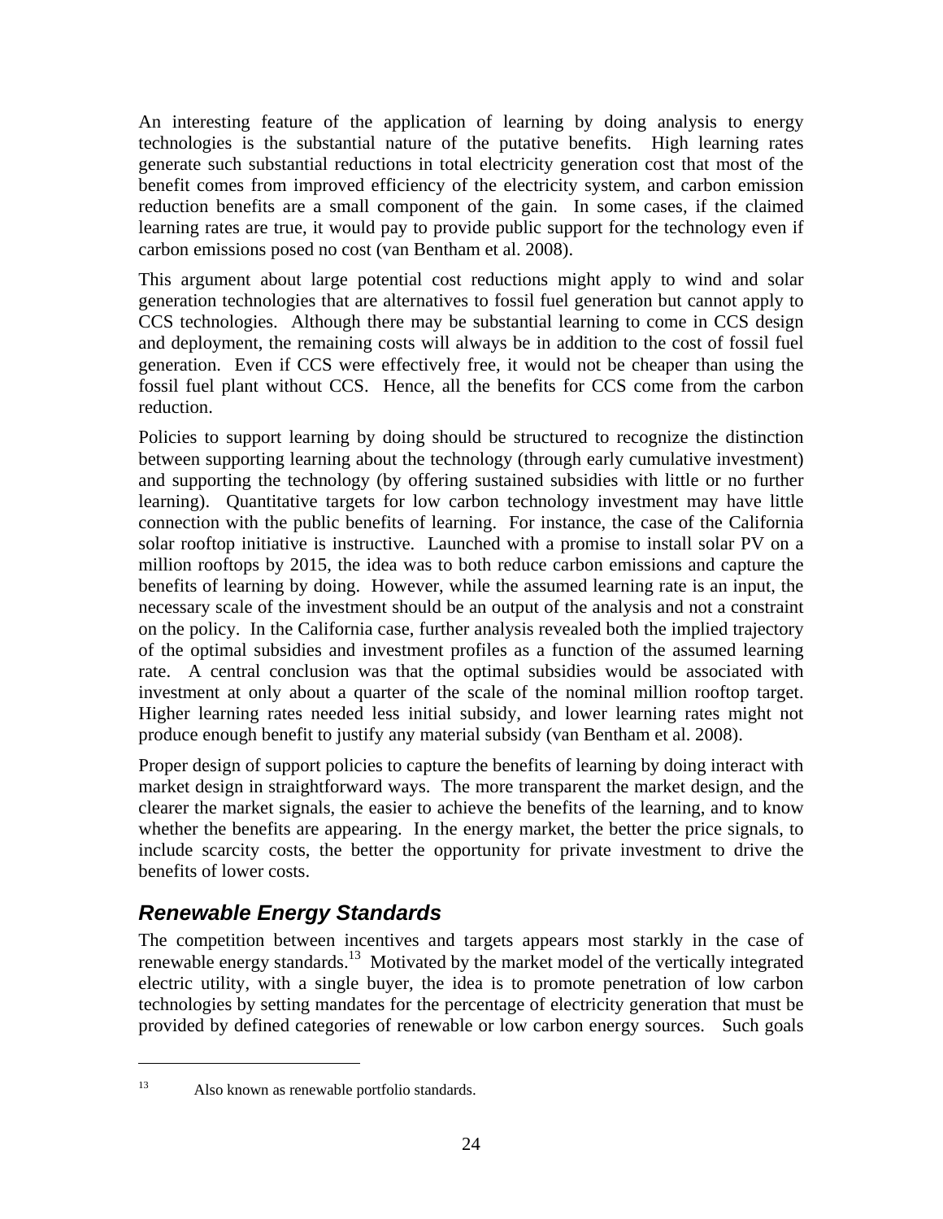An interesting feature of the application of learning by doing analysis to energy technologies is the substantial nature of the putative benefits. High learning rates generate such substantial reductions in total electricity generation cost that most of the benefit comes from improved efficiency of the electricity system, and carbon emission reduction benefits are a small component of the gain. In some cases, if the claimed learning rates are true, it would pay to provide public support for the technology even if carbon emissions posed no cost (van Bentham et al. 2008).

This argument about large potential cost reductions might apply to wind and solar generation technologies that are alternatives to fossil fuel generation but cannot apply to CCS technologies. Although there may be substantial learning to come in CCS design and deployment, the remaining costs will always be in addition to the cost of fossil fuel generation. Even if CCS were effectively free, it would not be cheaper than using the fossil fuel plant without CCS. Hence, all the benefits for CCS come from the carbon reduction.

Policies to support learning by doing should be structured to recognize the distinction between supporting learning about the technology (through early cumulative investment) and supporting the technology (by offering sustained subsidies with little or no further learning). Quantitative targets for low carbon technology investment may have little connection with the public benefits of learning. For instance, the case of the California solar rooftop initiative is instructive. Launched with a promise to install solar PV on a million rooftops by 2015, the idea was to both reduce carbon emissions and capture the benefits of learning by doing. However, while the assumed learning rate is an input, the necessary scale of the investment should be an output of the analysis and not a constraint on the policy. In the California case, further analysis revealed both the implied trajectory of the optimal subsidies and investment profiles as a function of the assumed learning rate. A central conclusion was that the optimal subsidies would be associated with investment at only about a quarter of the scale of the nominal million rooftop target. Higher learning rates needed less initial subsidy, and lower learning rates might not produce enough benefit to justify any material subsidy (van Bentham et al. 2008).

Proper design of support policies to capture the benefits of learning by doing interact with market design in straightforward ways. The more transparent the market design, and the clearer the market signals, the easier to achieve the benefits of the learning, and to know whether the benefits are appearing. In the energy market, the better the price signals, to include scarcity costs, the better the opportunity for private investment to drive the benefits of lower costs.

### *Renewable Energy Standards*

The competition between incentives and targets appears most starkly in the case of renewable energy standards.[13] Motivated by the market model of the vertically integrated electric utility, with a single buyer, the idea is to promote penetration of low carbon technologies by setting mandates for the percentage of electricity generation that must be provided by defined categories of renewable or low carbon energy sources. Such goals

[13] Also known as renewable portfolio standards.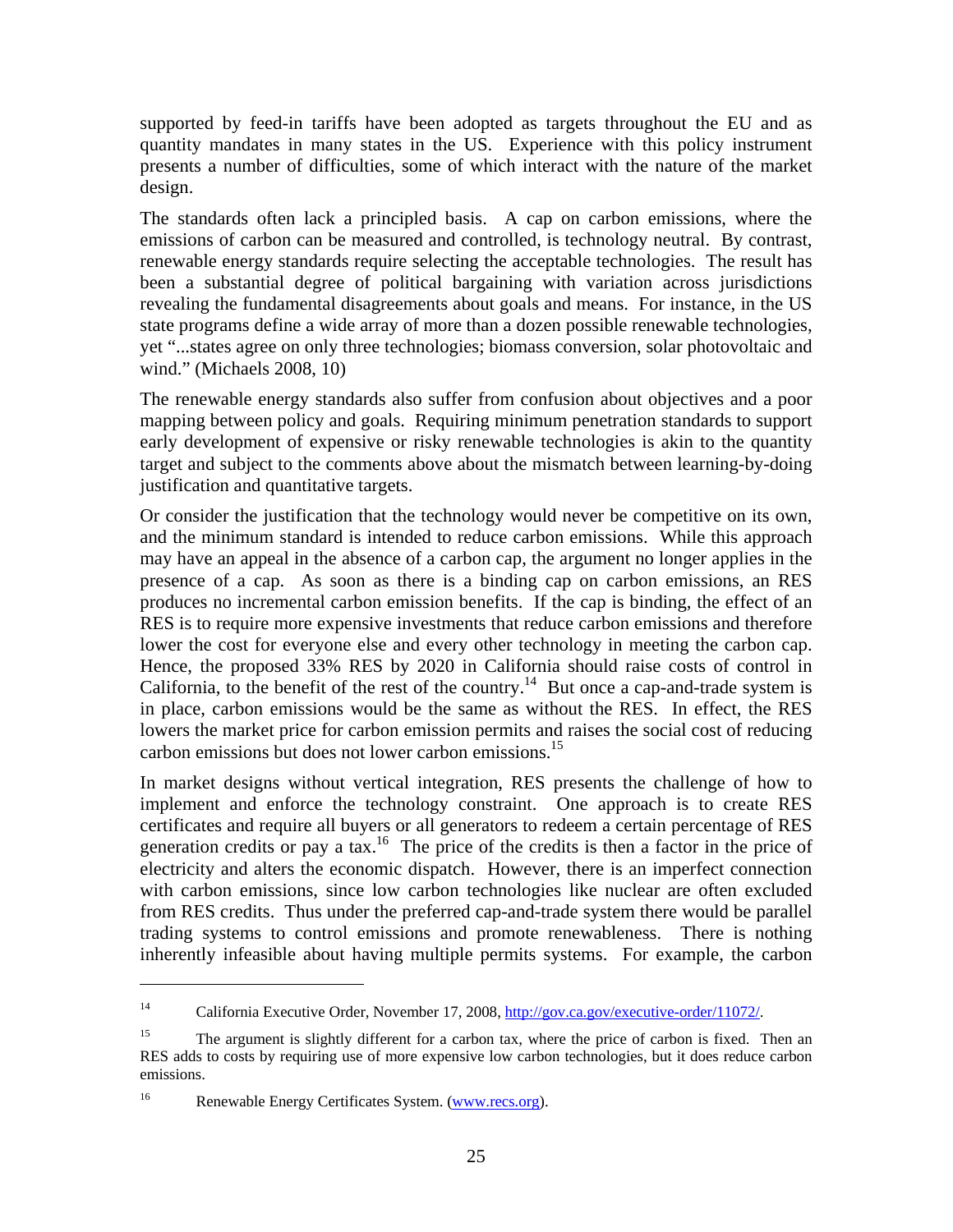supported by feed-in tariffs have been adopted as targets throughout the EU and as quantity mandates in many states in the US. Experience with this policy instrument presents a number of difficulties, some of which interact with the nature of the market design.

The standards often lack a principled basis. A cap on carbon emissions, where the emissions of carbon can be measured and controlled, is technology neutral. By contrast, renewable energy standards require selecting the acceptable technologies. The result has been a substantial degree of political bargaining with variation across jurisdictions revealing the fundamental disagreements about goals and means. For instance, in the US state programs define a wide array of more than a dozen possible renewable technologies, yet "...states agree on only three technologies; biomass conversion, solar photovoltaic and wind." (Michaels 2008, 10)

The renewable energy standards also suffer from confusion about objectives and a poor mapping between policy and goals. Requiring minimum penetration standards to support early development of expensive or risky renewable technologies is akin to the quantity target and subject to the comments above about the mismatch between learning-by-doing justification and quantitative targets.

Or consider the justification that the technology would never be competitive on its own, and the minimum standard is intended to reduce carbon emissions. While this approach may have an appeal in the absence of a carbon cap, the argument no longer applies in the presence of a cap. As soon as there is a binding cap on carbon emissions, an RES produces no incremental carbon emission benefits. If the cap is binding, the effect of an RES is to require more expensive investments that reduce carbon emissions and therefore lower the cost for everyone else and every other technology in meeting the carbon cap. Hence, the proposed 33% RES by 2020 in California should raise costs of control in California, to the benefit of the rest of the country.[14] But once a cap-and-trade system is in place, carbon emissions would be the same as without the RES. In effect, the RES lowers the market price for carbon emission permits and raises the social cost of reducing carbon emissions but does not lower carbon emissions.[15]

In market designs without vertical integration, RES presents the challenge of how to implement and enforce the technology constraint. One approach is to create RES certificates and require all buyers or all generators to redeem a certain percentage of RES generation credits or pay a tax.[16] The price of the credits is then a factor in the price of electricity and alters the economic dispatch. However, there is an imperfect connection with carbon emissions, since low carbon technologies like nuclear are often excluded from RES credits. Thus under the preferred cap-and-trade system there would be parallel trading systems to control emissions and promote renewableness. There is nothing inherently infeasible about having multiple permits systems. For example, the carbon

---

[14] California Executive Order, November 17, 2008, http://gov.ca.gov/executive-order/11072/.

[15] The argument is slightly different for a carbon tax, where the price of carbon is fixed. Then an RES adds to costs by requiring use of more expensive low carbon technologies, but it does reduce carbon emissions.

[16] Renewable Energy Certificates System. (www.recs.org).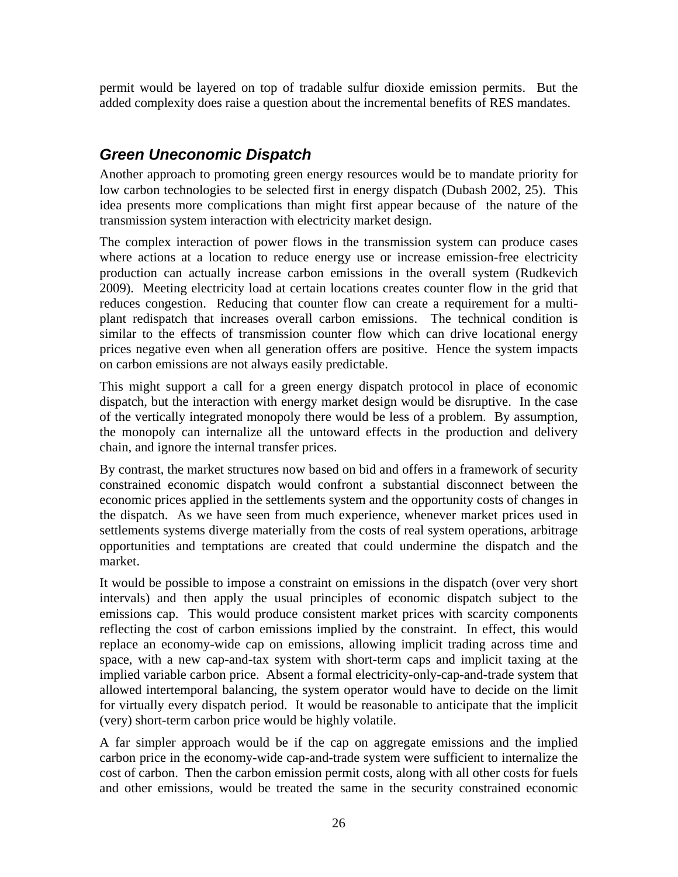permit would be layered on top of tradable sulfur dioxide emission permits. But the added complexity does raise a question about the incremental benefits of RES mandates.

## *Green Uneconomic Dispatch*

Another approach to promoting green energy resources would be to mandate priority for low carbon technologies to be selected first in energy dispatch (Dubash 2002, 25). This idea presents more complications than might first appear because of the nature of the transmission system interaction with electricity market design.

The complex interaction of power flows in the transmission system can produce cases where actions at a location to reduce energy use or increase emission-free electricity production can actually increase carbon emissions in the overall system (Rudkevich 2009). Meeting electricity load at certain locations creates counter flow in the grid that reduces congestion. Reducing that counter flow can create a requirement for a multi-plant redispatch that increases overall carbon emissions. The technical condition is similar to the effects of transmission counter flow which can drive locational energy prices negative even when all generation offers are positive. Hence the system impacts on carbon emissions are not always easily predictable.

This might support a call for a green energy dispatch protocol in place of economic dispatch, but the interaction with energy market design would be disruptive. In the case of the vertically integrated monopoly there would be less of a problem. By assumption, the monopoly can internalize all the untoward effects in the production and delivery chain, and ignore the internal transfer prices.

By contrast, the market structures now based on bid and offers in a framework of security constrained economic dispatch would confront a substantial disconnect between the economic prices applied in the settlements system and the opportunity costs of changes in the dispatch. As we have seen from much experience, whenever market prices used in settlements systems diverge materially from the costs of real system operations, arbitrage opportunities and temptations are created that could undermine the dispatch and the market.

It would be possible to impose a constraint on emissions in the dispatch (over very short intervals) and then apply the usual principles of economic dispatch subject to the emissions cap. This would produce consistent market prices with scarcity components reflecting the cost of carbon emissions implied by the constraint. In effect, this would replace an economy-wide cap on emissions, allowing implicit trading across time and space, with a new cap-and-tax system with short-term caps and implicit taxing at the implied variable carbon price. Absent a formal electricity-only-cap-and-trade system that allowed intertemporal balancing, the system operator would have to decide on the limit for virtually every dispatch period. It would be reasonable to anticipate that the implicit (very) short-term carbon price would be highly volatile.

A far simpler approach would be if the cap on aggregate emissions and the implied carbon price in the economy-wide cap-and-trade system were sufficient to internalize the cost of carbon. Then the carbon emission permit costs, along with all other costs for fuels and other emissions, would be treated the same in the security constrained economic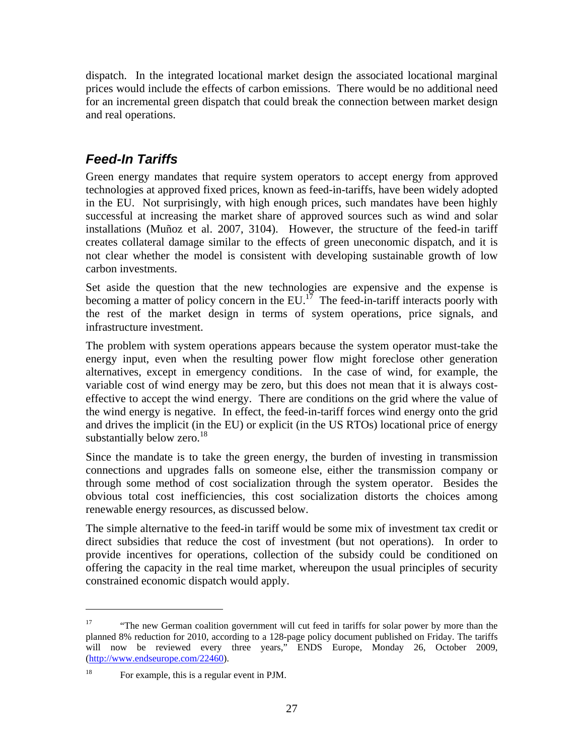dispatch. In the integrated locational market design the associated locational marginal prices would include the effects of carbon emissions. There would be no additional need for an incremental green dispatch that could break the connection between market design and real operations.

## *Feed-In Tariffs*

Green energy mandates that require system operators to accept energy from approved technologies at approved fixed prices, known as feed-in-tariffs, have been widely adopted in the EU. Not surprisingly, with high enough prices, such mandates have been highly successful at increasing the market share of approved sources such as wind and solar installations (Muñoz et al. 2007, 3104). However, the structure of the feed-in tariff creates collateral damage similar to the effects of green uneconomic dispatch, and it is not clear whether the model is consistent with developing sustainable growth of low carbon investments.

Set aside the question that the new technologies are expensive and the expense is becoming a matter of policy concern in the EU.[17] The feed-in-tariff interacts poorly with the rest of the market design in terms of system operations, price signals, and infrastructure investment.

The problem with system operations appears because the system operator must-take the energy input, even when the resulting power flow might foreclose other generation alternatives, except in emergency conditions. In the case of wind, for example, the variable cost of wind energy may be zero, but this does not mean that it is always cost-effective to accept the wind energy. There are conditions on the grid where the value of the wind energy is negative. In effect, the feed-in-tariff forces wind energy onto the grid and drives the implicit (in the EU) or explicit (in the US RTOs) locational price of energy substantially below zero.[18]

Since the mandate is to take the green energy, the burden of investing in transmission connections and upgrades falls on someone else, either the transmission company or through some method of cost socialization through the system operator. Besides the obvious total cost inefficiencies, this cost socialization distorts the choices among renewable energy resources, as discussed below.

The simple alternative to the feed-in tariff would be some mix of investment tax credit or direct subsidies that reduce the cost of investment (but not operations). In order to provide incentives for operations, collection of the subsidy could be conditioned on offering the capacity in the real time market, whereupon the usual principles of security constrained economic dispatch would apply.

---

[17] "The new German coalition government will cut feed in tariffs for solar power by more than the planned 8% reduction for 2010, according to a 128-page policy document published on Friday. The tariffs will now be reviewed every three years," ENDS Europe, Monday 26, October 2009, (http://www.endseurope.com/22460).

[18] For example, this is a regular event in PJM.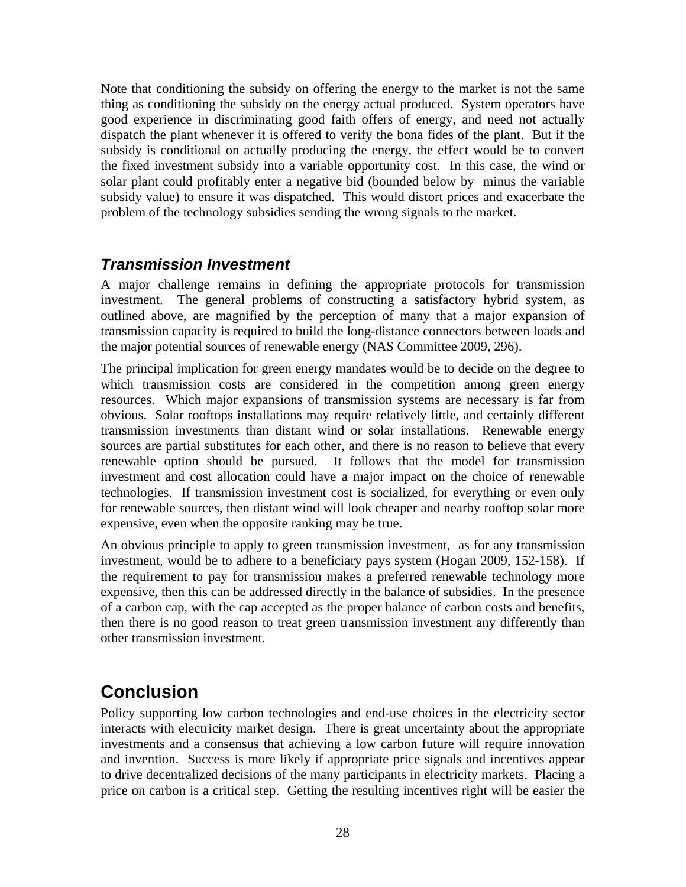Note that conditioning the subsidy on offering the energy to the market is not the same thing as conditioning the subsidy on the energy actual produced. System operators have good experience in discriminating good faith offers of energy, and need not actually dispatch the plant whenever it is offered to verify the bona fides of the plant. But if the subsidy is conditional on actually producing the energy, the effect would be to convert the fixed investment subsidy into a variable opportunity cost. In this case, the wind or solar plant could profitably enter a negative bid (bounded below by minus the variable subsidy value) to ensure it was dispatched. This would distort prices and exacerbate the problem of the technology subsidies sending the wrong signals to the market.

### *Transmission Investment*

A major challenge remains in defining the appropriate protocols for transmission investment. The general problems of constructing a satisfactory hybrid system, as outlined above, are magnified by the perception of many that a major expansion of transmission capacity is required to build the long-distance connectors between loads and the major potential sources of renewable energy (NAS Committee 2009, 296).

The principal implication for green energy mandates would be to decide on the degree to which transmission costs are considered in the competition among green energy resources. Which major expansions of transmission systems are necessary is far from obvious. Solar rooftops installations may require relatively little, and certainly different transmission investments than distant wind or solar installations. Renewable energy sources are partial substitutes for each other, and there is no reason to believe that every renewable option should be pursued. It follows that the model for transmission investment and cost allocation could have a major impact on the choice of renewable technologies. If transmission investment cost is socialized, for everything or even only for renewable sources, then distant wind will look cheaper and nearby rooftop solar more expensive, even when the opposite ranking may be true.

An obvious principle to apply to green transmission investment, as for any transmission investment, would be to adhere to a beneficiary pays system (Hogan 2009, 152-158). If the requirement to pay for transmission makes a preferred renewable technology more expensive, then this can be addressed directly in the balance of subsidies. In the presence of a carbon cap, with the cap accepted as the proper balance of carbon costs and benefits, then there is no good reason to treat green transmission investment any differently than other transmission investment.

## Conclusion

Policy supporting low carbon technologies and end-use choices in the electricity sector interacts with electricity market design. There is great uncertainty about the appropriate investments and a consensus that achieving a low carbon future will require innovation and invention. Success is more likely if appropriate price signals and incentives appear to drive decentralized decisions of the many participants in electricity markets. Placing a price on carbon is a critical step. Getting the resulting incentives right will be easier the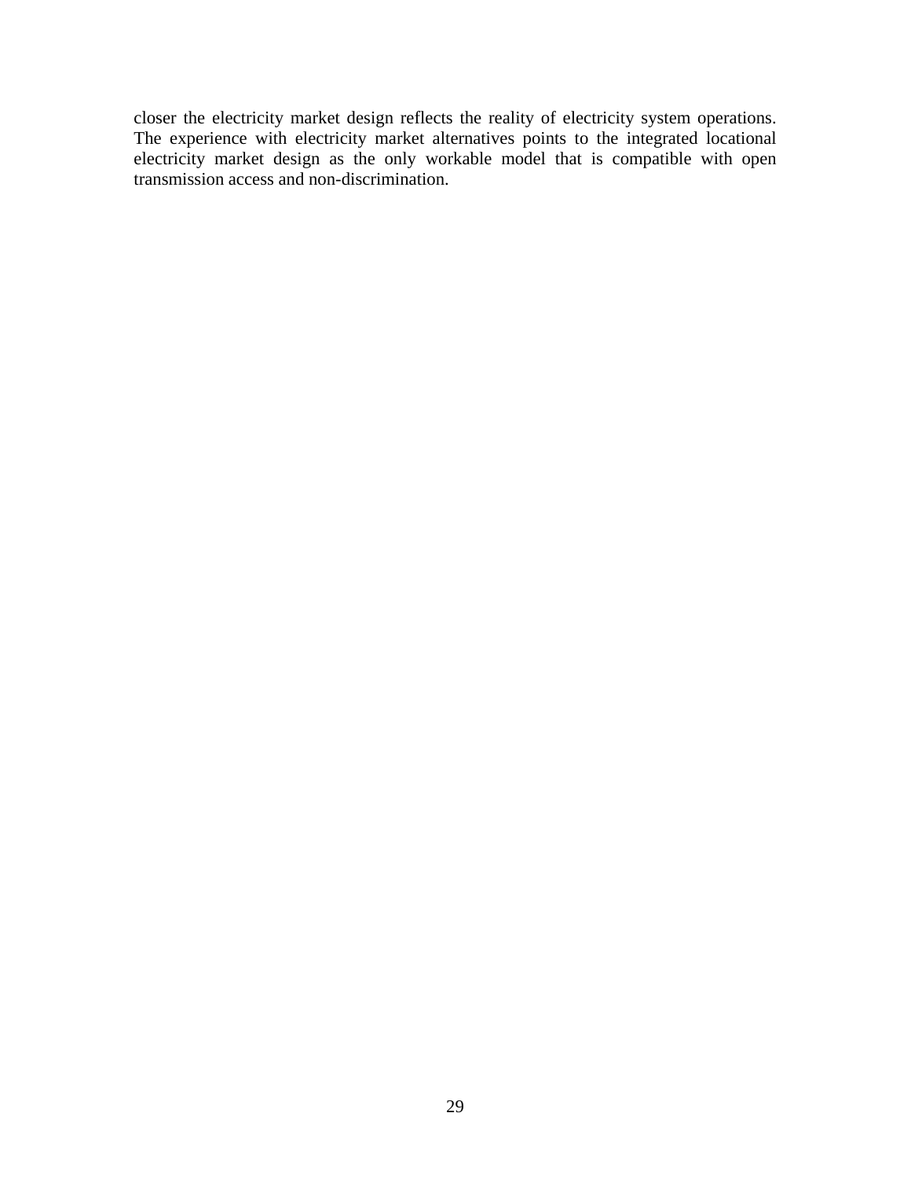closer the electricity market design reflects the reality of electricity system operations. The experience with electricity market alternatives points to the integrated locational electricity market design as the only workable model that is compatible with open transmission access and non-discrimination.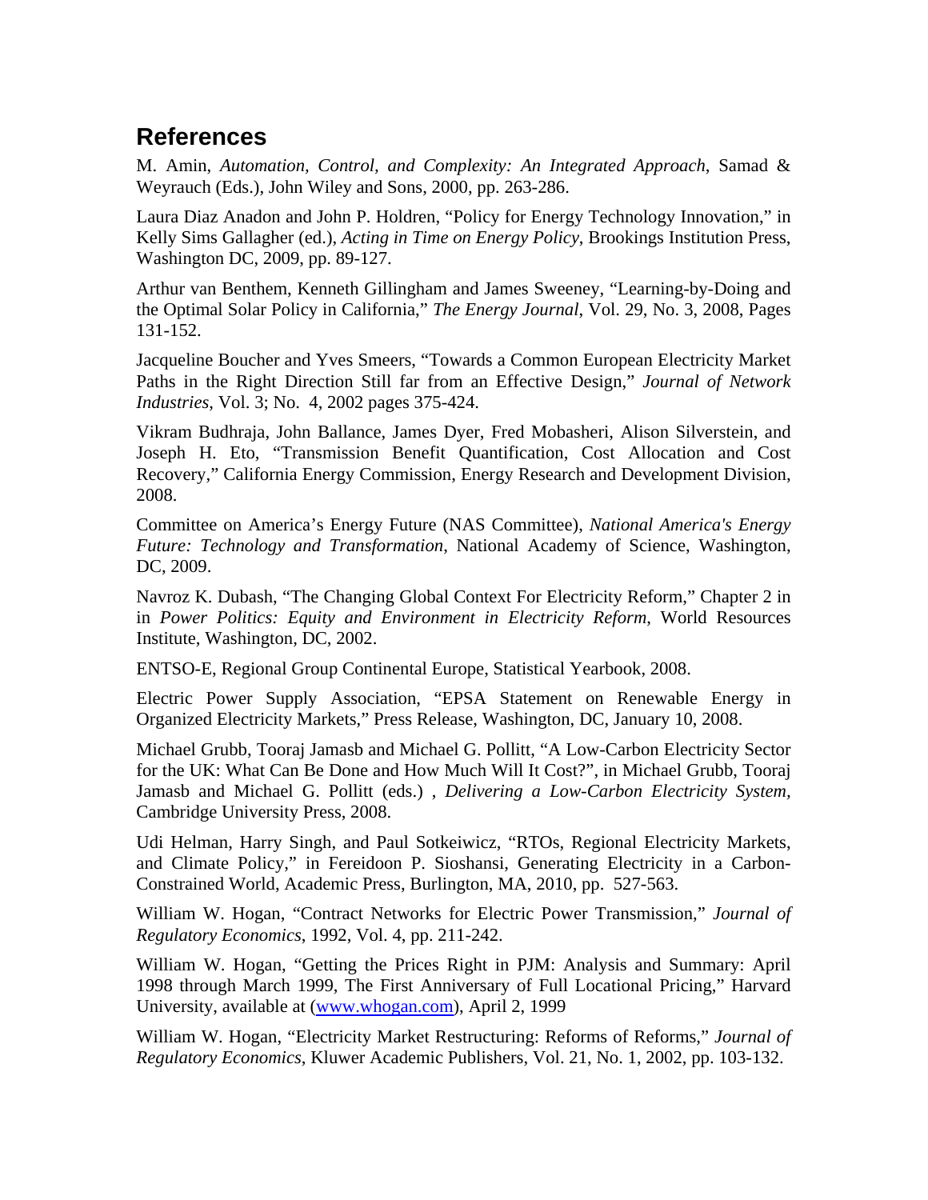## References

M. Amin, *Automation, Control, and Complexity: An Integrated Approach*, Samad & Weyrauch (Eds.), John Wiley and Sons, 2000, pp. 263-286.

Laura Diaz Anadon and John P. Holdren, "Policy for Energy Technology Innovation," in Kelly Sims Gallagher (ed.), *Acting in Time on Energy Policy*, Brookings Institution Press, Washington DC, 2009, pp. 89-127.

Arthur van Benthem, Kenneth Gillingham and James Sweeney, "Learning-by-Doing and the Optimal Solar Policy in California," *The Energy Journal*, Vol. 29, No. 3, 2008, Pages 131-152.

Jacqueline Boucher and Yves Smeers, "Towards a Common European Electricity Market Paths in the Right Direction Still far from an Effective Design," *Journal of Network Industries*, Vol. 3; No. 4, 2002 pages 375-424.

Vikram Budhraja, John Ballance, James Dyer, Fred Mobasheri, Alison Silverstein, and Joseph H. Eto, "Transmission Benefit Quantification, Cost Allocation and Cost Recovery," California Energy Commission, Energy Research and Development Division, 2008.

Committee on America's Energy Future (NAS Committee), *National America's Energy Future: Technology and Transformation*, National Academy of Science, Washington, DC, 2009.

Navroz K. Dubash, "The Changing Global Context For Electricity Reform," Chapter 2 in in *Power Politics: Equity and Environment in Electricity Reform*, World Resources Institute, Washington, DC, 2002.

ENTSO-E, Regional Group Continental Europe, Statistical Yearbook, 2008.

Electric Power Supply Association, "EPSA Statement on Renewable Energy in Organized Electricity Markets," Press Release, Washington, DC, January 10, 2008.

Michael Grubb, Tooraj Jamasb and Michael G. Pollitt, "A Low-Carbon Electricity Sector for the UK: What Can Be Done and How Much Will It Cost?", in Michael Grubb, Tooraj Jamasb and Michael G. Pollitt (eds.) , *Delivering a Low-Carbon Electricity System*, Cambridge University Press, 2008.

Udi Helman, Harry Singh, and Paul Sotkeiwicz, "RTOs, Regional Electricity Markets, and Climate Policy," in Fereidoon P. Sioshansi, Generating Electricity in a Carbon-Constrained World, Academic Press, Burlington, MA, 2010, pp. 527-563.

William W. Hogan, "Contract Networks for Electric Power Transmission," *Journal of Regulatory Economics*, 1992, Vol. 4, pp. 211-242.

William W. Hogan, "Getting the Prices Right in PJM: Analysis and Summary: April 1998 through March 1999, The First Anniversary of Full Locational Pricing," Harvard University, available at (www.whogan.com), April 2, 1999

William W. Hogan, "Electricity Market Restructuring: Reforms of Reforms," *Journal of Regulatory Economics*, Kluwer Academic Publishers, Vol. 21, No. 1, 2002, pp. 103-132.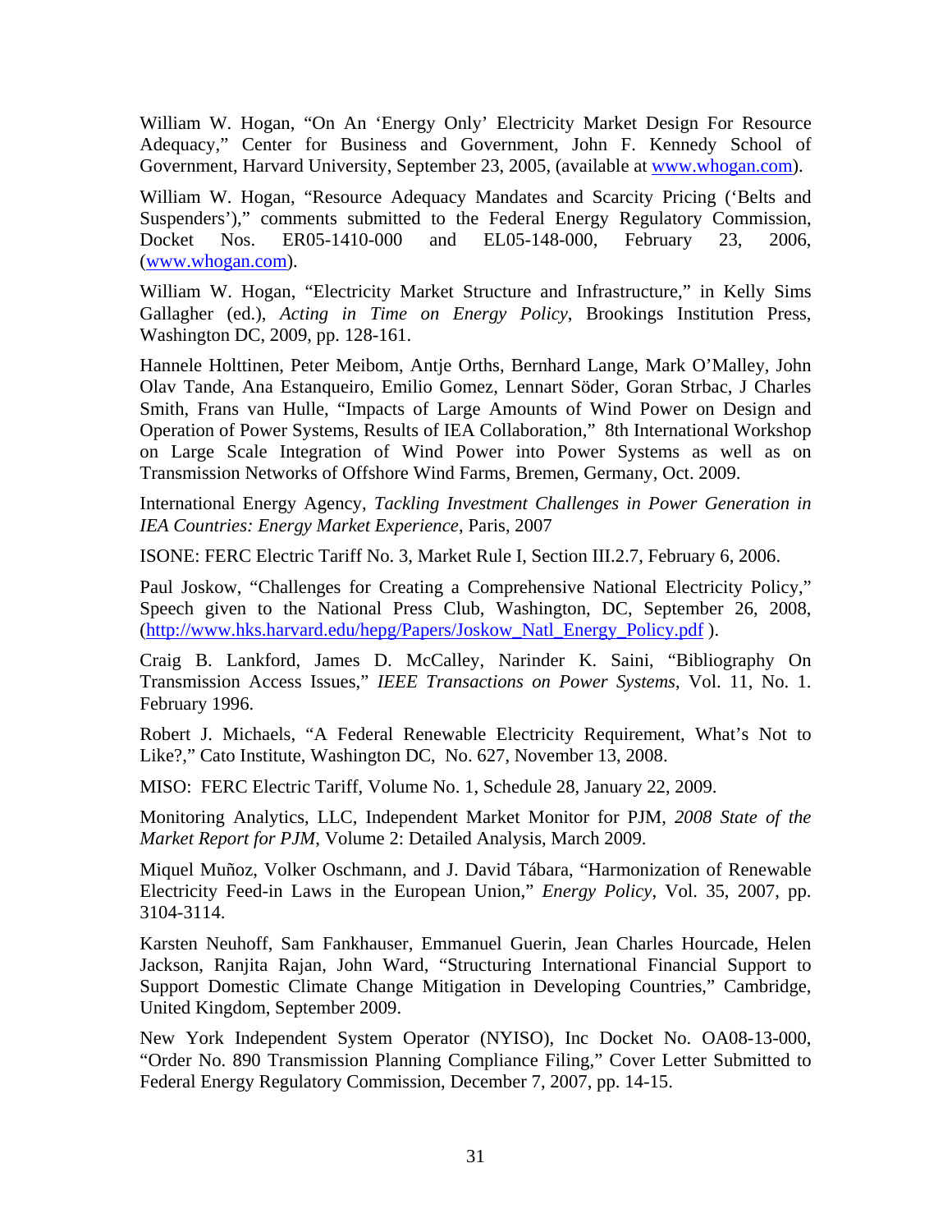William W. Hogan, "On An 'Energy Only' Electricity Market Design For Resource Adequacy," Center for Business and Government, John F. Kennedy School of Government, Harvard University, September 23, 2005, (available at [www.whogan.com](http://www.whogan.com)).

William W. Hogan, "Resource Adequacy Mandates and Scarcity Pricing ('Belts and Suspenders')," comments submitted to the Federal Energy Regulatory Commission, Docket Nos. ER05-1410-000 and EL05-148-000, February 23, 2006, ([www.whogan.com](http://www.whogan.com)).

William W. Hogan, "Electricity Market Structure and Infrastructure," in Kelly Sims Gallagher (ed.), *Acting in Time on Energy Policy*, Brookings Institution Press, Washington DC, 2009, pp. 128-161.

Hannele Holttinen, Peter Meibom, Antje Orths, Bernhard Lange, Mark O'Malley, John Olav Tande, Ana Estanqueiro, Emilio Gomez, Lennart Söder, Goran Strbac, J Charles Smith, Frans van Hulle, "Impacts of Large Amounts of Wind Power on Design and Operation of Power Systems, Results of IEA Collaboration," 8th International Workshop on Large Scale Integration of Wind Power into Power Systems as well as on Transmission Networks of Offshore Wind Farms, Bremen, Germany, Oct. 2009.

International Energy Agency, *Tackling Investment Challenges in Power Generation in IEA Countries: Energy Market Experience*, Paris, 2007

ISONE: FERC Electric Tariff No. 3, Market Rule I, Section III.2.7, February 6, 2006.

Paul Joskow, "Challenges for Creating a Comprehensive National Electricity Policy," Speech given to the National Press Club, Washington, DC, September 26, 2008, ([http://www.hks.harvard.edu/hepg/Papers/Joskow_Natl_Energy_Policy.pdf](http://www.hks.harvard.edu/hepg/Papers/Joskow_Natl_Energy_Policy.pdf) ).

Craig B. Lankford, James D. McCalley, Narinder K. Saini, "Bibliography On Transmission Access Issues," *IEEE Transactions on Power Systems*, Vol. 11, No. 1. February 1996.

Robert J. Michaels, "A Federal Renewable Electricity Requirement, What's Not to Like?," Cato Institute, Washington DC, No. 627, November 13, 2008.

MISO: FERC Electric Tariff, Volume No. 1, Schedule 28, January 22, 2009.

Monitoring Analytics, LLC, Independent Market Monitor for PJM, *2008 State of the Market Report for PJM*, Volume 2: Detailed Analysis, March 2009.

Miquel Muñoz, Volker Oschmann, and J. David Tábara, "Harmonization of Renewable Electricity Feed-in Laws in the European Union," *Energy Policy*, Vol. 35, 2007, pp. 3104-3114.

Karsten Neuhoff, Sam Fankhauser, Emmanuel Guerin, Jean Charles Hourcade, Helen Jackson, Ranjita Rajan, John Ward, "Structuring International Financial Support to Support Domestic Climate Change Mitigation in Developing Countries," Cambridge, United Kingdom, September 2009.

New York Independent System Operator (NYISO), Inc Docket No. OA08-13-000, "Order No. 890 Transmission Planning Compliance Filing," Cover Letter Submitted to Federal Energy Regulatory Commission, December 7, 2007, pp. 14-15.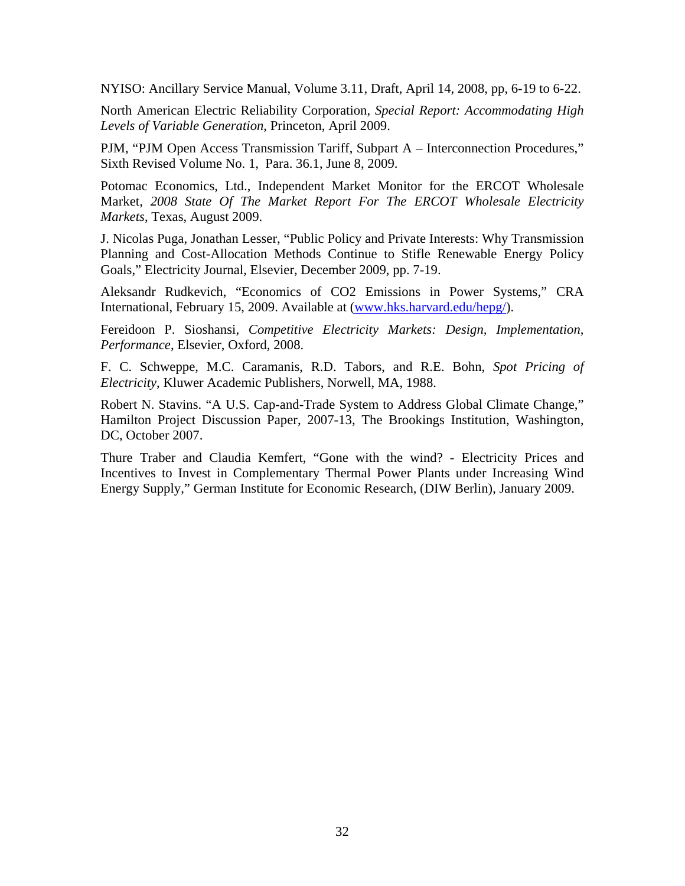NYISO: Ancillary Service Manual, Volume 3.11, Draft, April 14, 2008, pp, 6-19 to 6-22.

North American Electric Reliability Corporation, *Special Report: Accommodating High Levels of Variable Generation*, Princeton, April 2009.

PJM, "PJM Open Access Transmission Tariff, Subpart A – Interconnection Procedures," Sixth Revised Volume No. 1, Para. 36.1, June 8, 2009.

Potomac Economics, Ltd., Independent Market Monitor for the ERCOT Wholesale Market, *2008 State Of The Market Report For The ERCOT Wholesale Electricity Markets*, Texas, August 2009.

J. Nicolas Puga, Jonathan Lesser, "Public Policy and Private Interests: Why Transmission Planning and Cost-Allocation Methods Continue to Stifle Renewable Energy Policy Goals," Electricity Journal, Elsevier, December 2009, pp. 7-19.

Aleksandr Rudkevich, "Economics of CO2 Emissions in Power Systems," CRA International, February 15, 2009. Available at (www.hks.harvard.edu/hepg/).

Fereidoon P. Sioshansi, *Competitive Electricity Markets: Design, Implementation, Performance*, Elsevier, Oxford, 2008.

F. C. Schweppe, M.C. Caramanis, R.D. Tabors, and R.E. Bohn, *Spot Pricing of Electricity*, Kluwer Academic Publishers, Norwell, MA, 1988.

Robert N. Stavins. "A U.S. Cap-and-Trade System to Address Global Climate Change," Hamilton Project Discussion Paper, 2007-13, The Brookings Institution, Washington, DC, October 2007.

Thure Traber and Claudia Kemfert, "Gone with the wind? - Electricity Prices and Incentives to Invest in Complementary Thermal Power Plants under Increasing Wind Energy Supply," German Institute for Economic Research, (DIW Berlin), January 2009.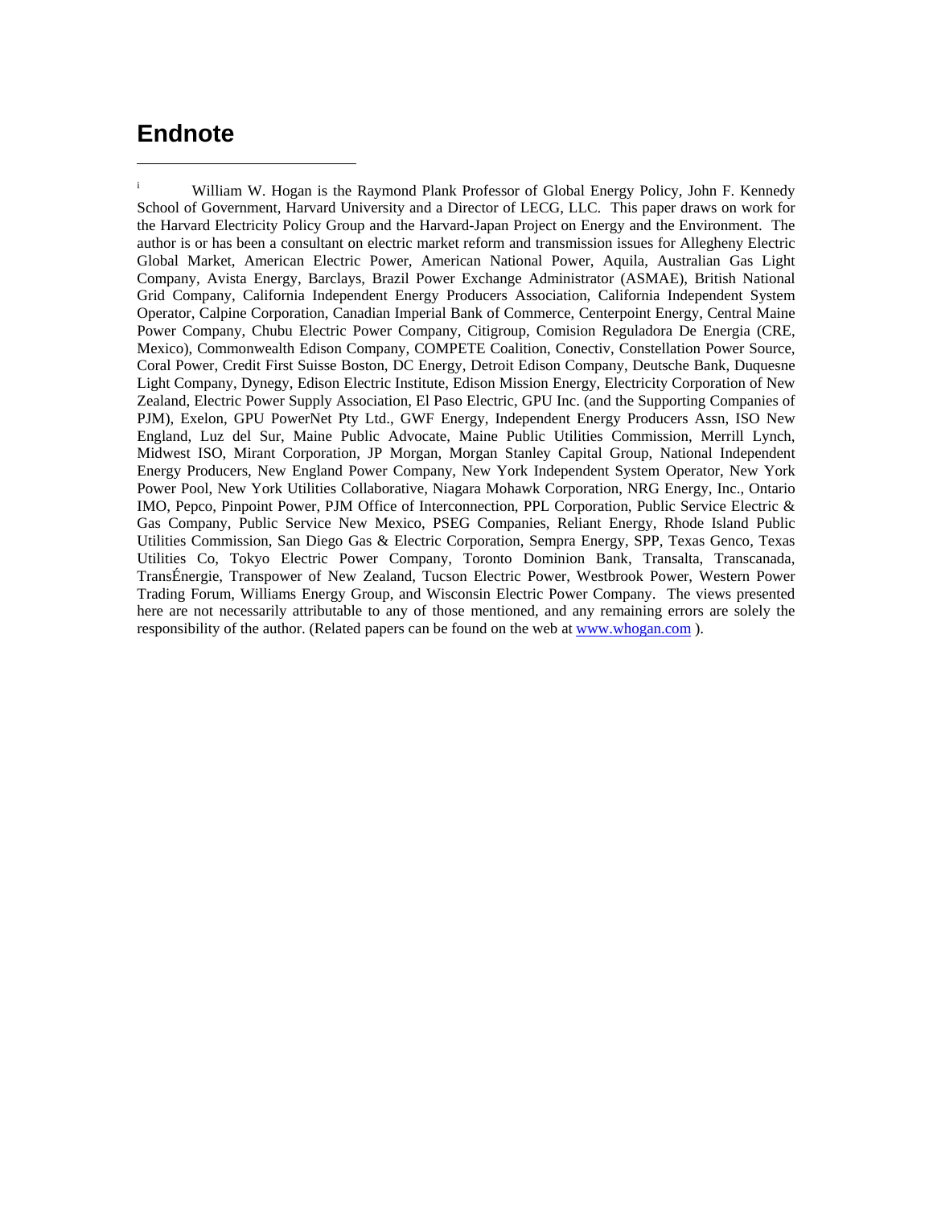## Endnote

[i] William W. Hogan is the Raymond Plank Professor of Global Energy Policy, John F. Kennedy School of Government, Harvard University and a Director of LECG, LLC. This paper draws on work for the Harvard Electricity Policy Group and the Harvard-Japan Project on Energy and the Environment. The author is or has been a consultant on electric market reform and transmission issues for Allegheny Electric Global Market, American Electric Power, American National Power, Aquila, Australian Gas Light Company, Avista Energy, Barclays, Brazil Power Exchange Administrator (ASMAE), British National Grid Company, California Independent Energy Producers Association, California Independent System Operator, Calpine Corporation, Canadian Imperial Bank of Commerce, Centerpoint Energy, Central Maine Power Company, Chubu Electric Power Company, Citigroup, Comision Reguladora De Energia (CRE, Mexico), Commonwealth Edison Company, COMPETE Coalition, Conectiv, Constellation Power Source, Coral Power, Credit First Suisse Boston, DC Energy, Detroit Edison Company, Deutsche Bank, Duquesne Light Company, Dynegy, Edison Electric Institute, Edison Mission Energy, Electricity Corporation of New Zealand, Electric Power Supply Association, El Paso Electric, GPU Inc. (and the Supporting Companies of PJM), Exelon, GPU PowerNet Pty Ltd., GWF Energy, Independent Energy Producers Assn, ISO New England, Luz del Sur, Maine Public Advocate, Maine Public Utilities Commission, Merrill Lynch, Midwest ISO, Mirant Corporation, JP Morgan, Morgan Stanley Capital Group, National Independent Energy Producers, New England Power Company, New York Independent System Operator, New York Power Pool, New York Utilities Collaborative, Niagara Mohawk Corporation, NRG Energy, Inc., Ontario IMO, Pepco, Pinpoint Power, PJM Office of Interconnection, PPL Corporation, Public Service Electric & Gas Company, Public Service New Mexico, PSEG Companies, Reliant Energy, Rhode Island Public Utilities Commission, San Diego Gas & Electric Corporation, Sempra Energy, SPP, Texas Genco, Texas Utilities Co, Tokyo Electric Power Company, Toronto Dominion Bank, Transalta, Transcanada, TransÉnergie, Transpower of New Zealand, Tucson Electric Power, Westbrook Power, Western Power Trading Forum, Williams Energy Group, and Wisconsin Electric Power Company. The views presented here are not necessarily attributable to any of those mentioned, and any remaining errors are solely the responsibility of the author. (Related papers can be found on the web at www.whogan.com ).